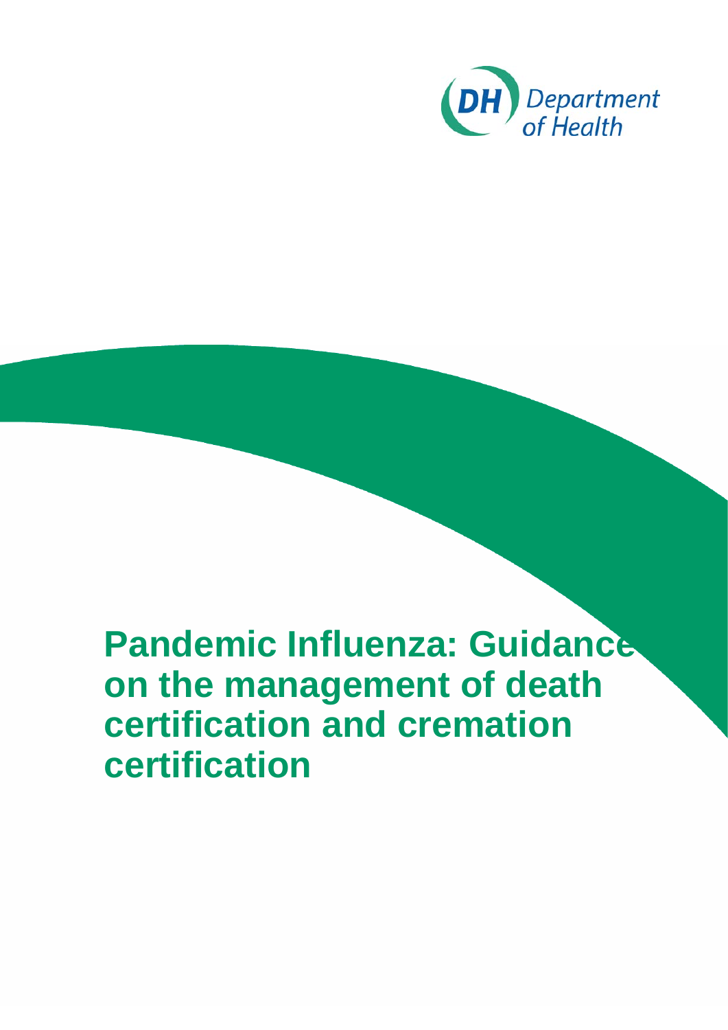Department of Health

# Pandemic Influenza: Guidance on the management of death certification and cremation certification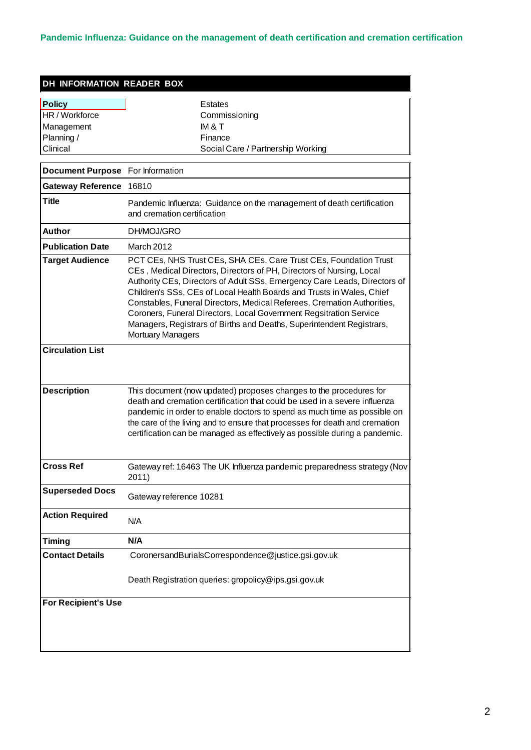Pandemic Influenza: Guidance on the management of death certification and cremation certification

**DH INFORMATION READER BOX**

| | |
|---|---|
| **Policy** | Estates |
| HR / Workforce | Commissioning |
| Management | IM & T |
| Planning / | Finance |
| Clinical | Social Care / Partnership Working |

| | |
|---|---|
| **Document Purpose** | For Information |
| **Gateway Reference** | 16810 |
| **Title** | Pandemic Influenza: Guidance on the management of death certification and cremation certification |
| **Author** | DH/MOJ/GRO |
| **Publication Date** | March 2012 |
| **Target Audience** | PCT CEs, NHS Trust CEs, SHA CEs, Care Trust CEs, Foundation Trust CEs , Medical Directors, Directors of PH, Directors of Nursing, Local Authority CEs, Directors of Adult SSs, Emergency Care Leads, Directors of Children's SSs, CEs of Local Health Boards and Trusts in Wales, Chief Constables, Funeral Directors, Medical Referees, Cremation Authorities, Coroners, Funeral Directors, Local Government Regsitration Service Managers, Registrars of Births and Deaths, Superintendent Registrars, Mortuary Managers |
| **Circulation List** | |
| **Description** | This document (now updated) proposes changes to the procedures for death and cremation certification that could be used in a severe influenza pandemic in order to enable doctors to spend as much time as possible on the care of the living and to ensure that processes for death and cremation certification can be managed as effectively as possible during a pandemic. |
| **Cross Ref** | Gateway ref: 16463 The UK Influenza pandemic preparedness strategy (Nov 2011) |
| **Superseded Docs** | Gateway reference 10281 |
| **Action Required** | N/A |
| **Timing** | **N/A** |
| **Contact Details** | CoronersandBurialsCorrespondence@justice.gsi.gov.uk<br><br>Death Registration queries: gropolicy@ips.gsi.gov.uk |
| **For Recipient's Use** | |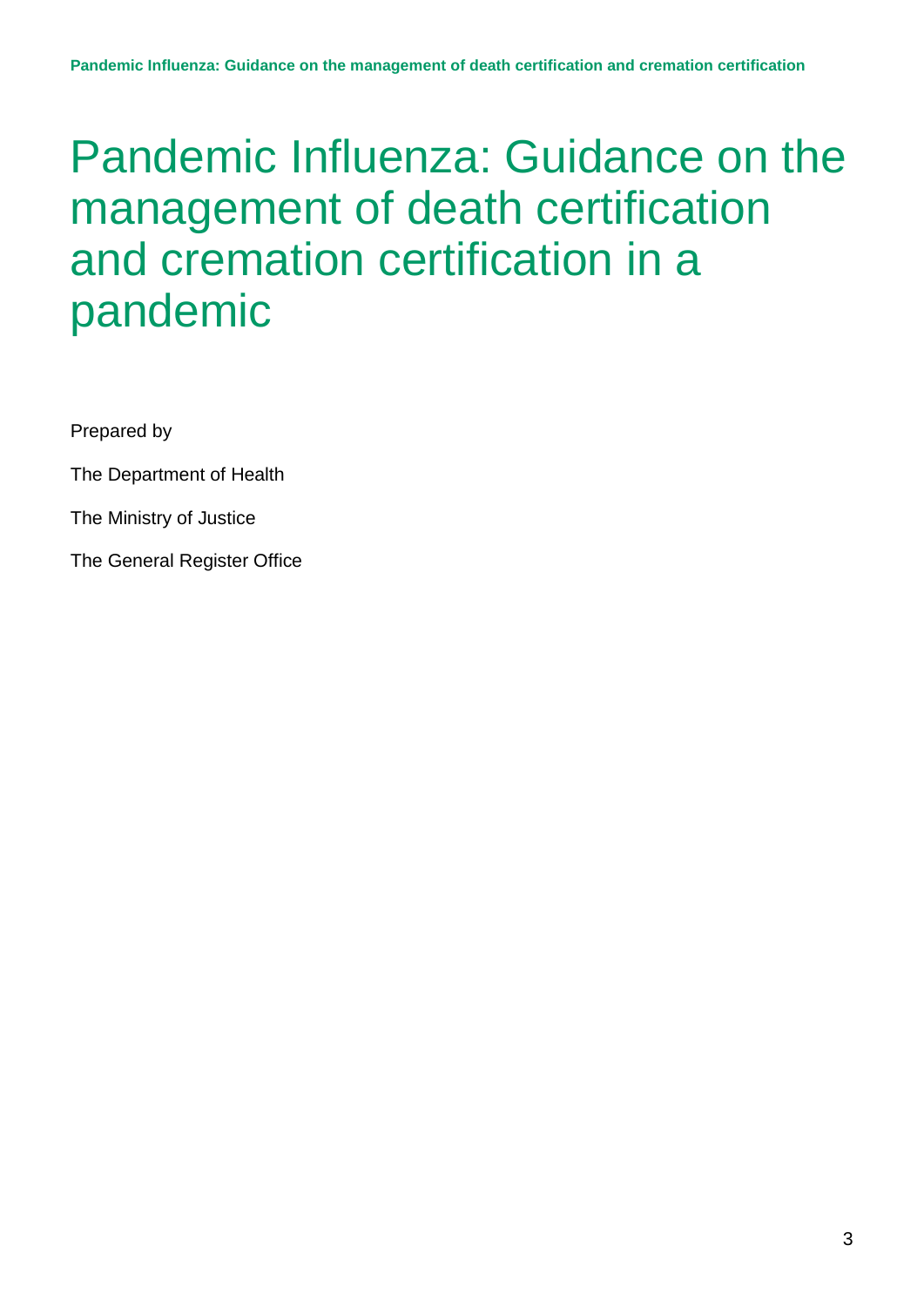# Pandemic Influenza: Guidance on the management of death certification and cremation certification in a pandemic

Prepared by

The Department of Health

The Ministry of Justice

The General Register Office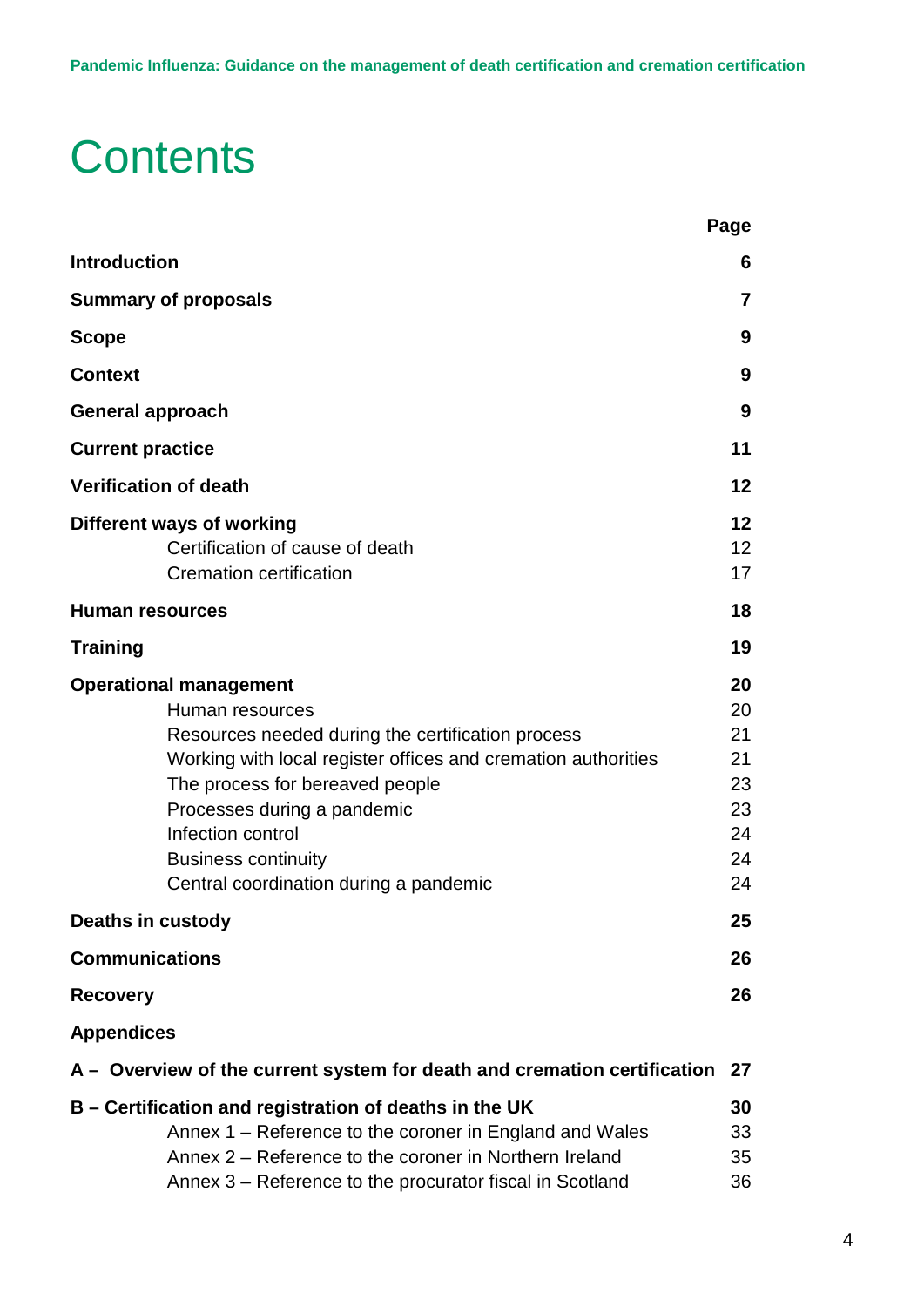# Contents

| | Page |
|---|---|
| **Introduction** | **6** |
| **Summary of proposals** | **7** |
| **Scope** | **9** |
| **Context** | **9** |
| **General approach** | **9** |
| **Current practice** | **11** |
| **Verification of death** | **12** |
| **Different ways of working** | **12** |
| Certification of cause of death | 12 |
| Cremation certification | 17 |
| **Human resources** | **18** |
| **Training** | **19** |
| **Operational management** | **20** |
| Human resources | 20 |
| Resources needed during the certification process | 21 |
| Working with local register offices and cremation authorities | 21 |
| The process for bereaved people | 23 |
| Processes during a pandemic | 23 |
| Infection control | 24 |
| Business continuity | 24 |
| Central coordination during a pandemic | 24 |
| **Deaths in custody** | **25** |
| **Communications** | **26** |
| **Recovery** | **26** |
| **Appendices** | |
| **A – Overview of the current system for death and cremation certification** | **27** |
| **B – Certification and registration of deaths in the UK** | **30** |
| Annex 1 – Reference to the coroner in England and Wales | 33 |
| Annex 2 – Reference to the coroner in Northern Ireland | 35 |
| Annex 3 – Reference to the procurator fiscal in Scotland | 36 |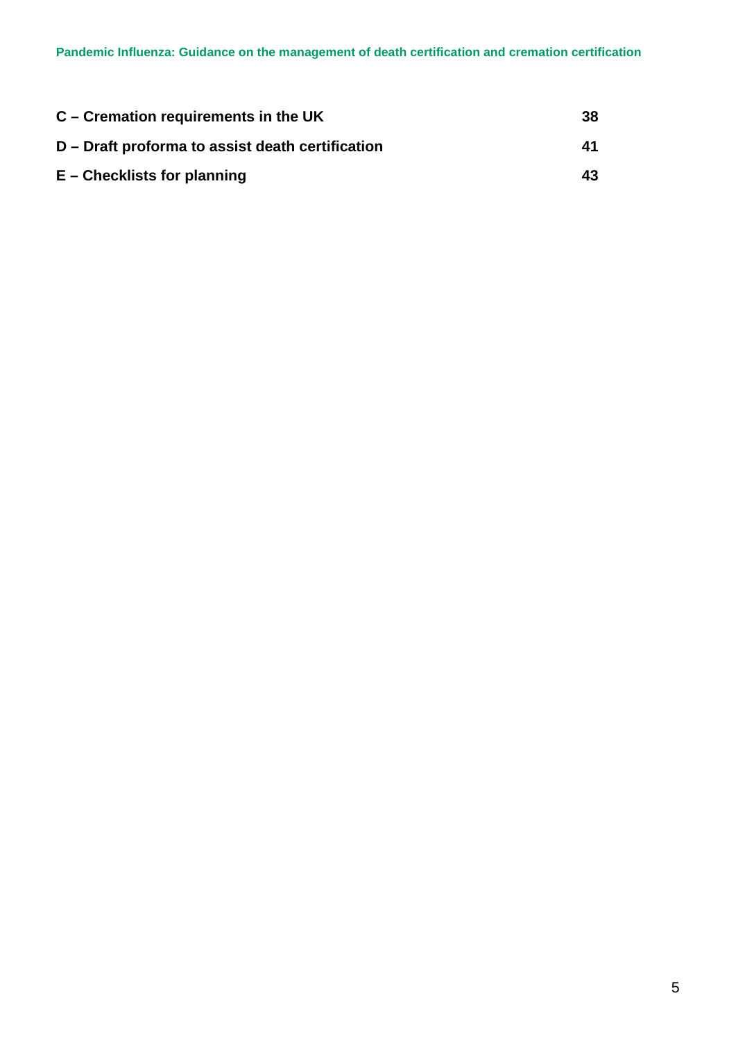**C – Cremation requirements in the UK** **38**

**D – Draft proforma to assist death certification** **41**

**E – Checklists for planning** **43**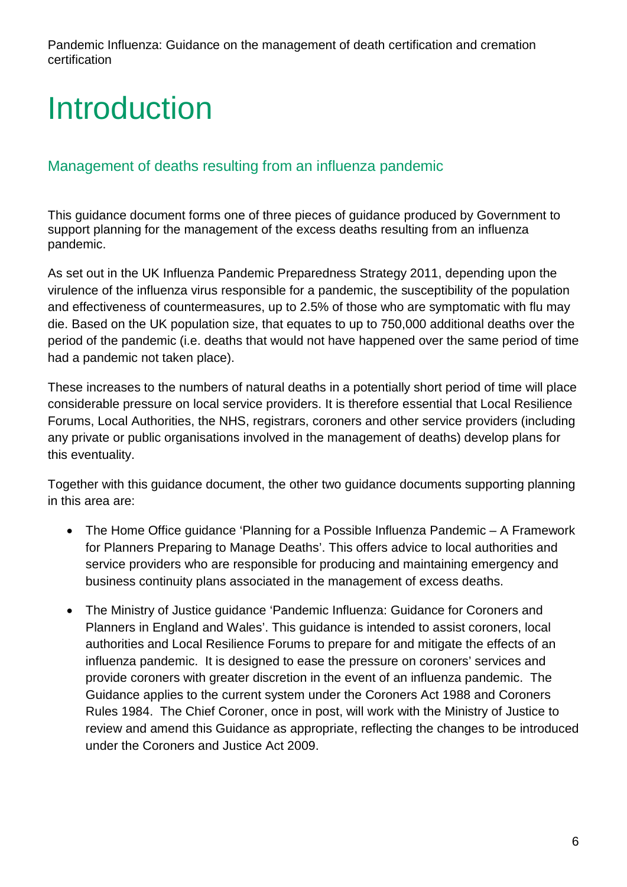# Introduction

## Management of deaths resulting from an influenza pandemic

This guidance document forms one of three pieces of guidance produced by Government to support planning for the management of the excess deaths resulting from an influenza pandemic.

As set out in the UK Influenza Pandemic Preparedness Strategy 2011, depending upon the virulence of the influenza virus responsible for a pandemic, the susceptibility of the population and effectiveness of countermeasures, up to 2.5% of those who are symptomatic with flu may die. Based on the UK population size, that equates to up to 750,000 additional deaths over the period of the pandemic (i.e. deaths that would not have happened over the same period of time had a pandemic not taken place).

These increases to the numbers of natural deaths in a potentially short period of time will place considerable pressure on local service providers. It is therefore essential that Local Resilience Forums, Local Authorities, the NHS, registrars, coroners and other service providers (including any private or public organisations involved in the management of deaths) develop plans for this eventuality.

Together with this guidance document, the other two guidance documents supporting planning in this area are:

- The Home Office guidance 'Planning for a Possible Influenza Pandemic – A Framework for Planners Preparing to Manage Deaths'. This offers advice to local authorities and service providers who are responsible for producing and maintaining emergency and business continuity plans associated in the management of excess deaths.
- The Ministry of Justice guidance 'Pandemic Influenza: Guidance for Coroners and Planners in England and Wales'. This guidance is intended to assist coroners, local authorities and Local Resilience Forums to prepare for and mitigate the effects of an influenza pandemic. It is designed to ease the pressure on coroners' services and provide coroners with greater discretion in the event of an influenza pandemic. The Guidance applies to the current system under the Coroners Act 1988 and Coroners Rules 1984. The Chief Coroner, once in post, will work with the Ministry of Justice to review and amend this Guidance as appropriate, reflecting the changes to be introduced under the Coroners and Justice Act 2009.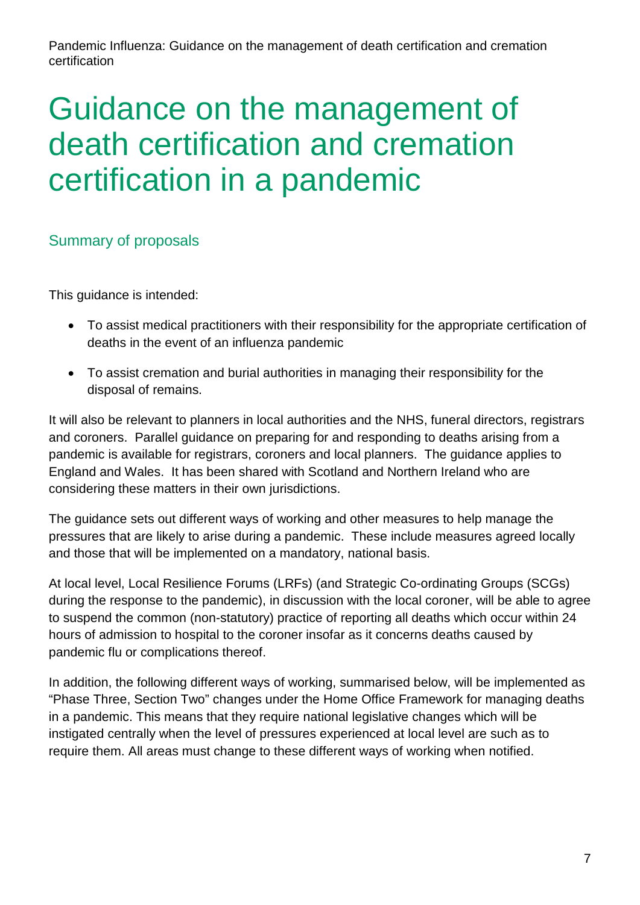# Guidance on the management of death certification and cremation certification in a pandemic

## Summary of proposals

This guidance is intended:

- To assist medical practitioners with their responsibility for the appropriate certification of deaths in the event of an influenza pandemic
- To assist cremation and burial authorities in managing their responsibility for the disposal of remains.

It will also be relevant to planners in local authorities and the NHS, funeral directors, registrars and coroners. Parallel guidance on preparing for and responding to deaths arising from a pandemic is available for registrars, coroners and local planners. The guidance applies to England and Wales. It has been shared with Scotland and Northern Ireland who are considering these matters in their own jurisdictions.

The guidance sets out different ways of working and other measures to help manage the pressures that are likely to arise during a pandemic. These include measures agreed locally and those that will be implemented on a mandatory, national basis.

At local level, Local Resilience Forums (LRFs) (and Strategic Co-ordinating Groups (SCGs) during the response to the pandemic), in discussion with the local coroner, will be able to agree to suspend the common (non-statutory) practice of reporting all deaths which occur within 24 hours of admission to hospital to the coroner insofar as it concerns deaths caused by pandemic flu or complications thereof.

In addition, the following different ways of working, summarised below, will be implemented as "Phase Three, Section Two" changes under the Home Office Framework for managing deaths in a pandemic. This means that they require national legislative changes which will be instigated centrally when the level of pressures experienced at local level are such as to require them. All areas must change to these different ways of working when notified.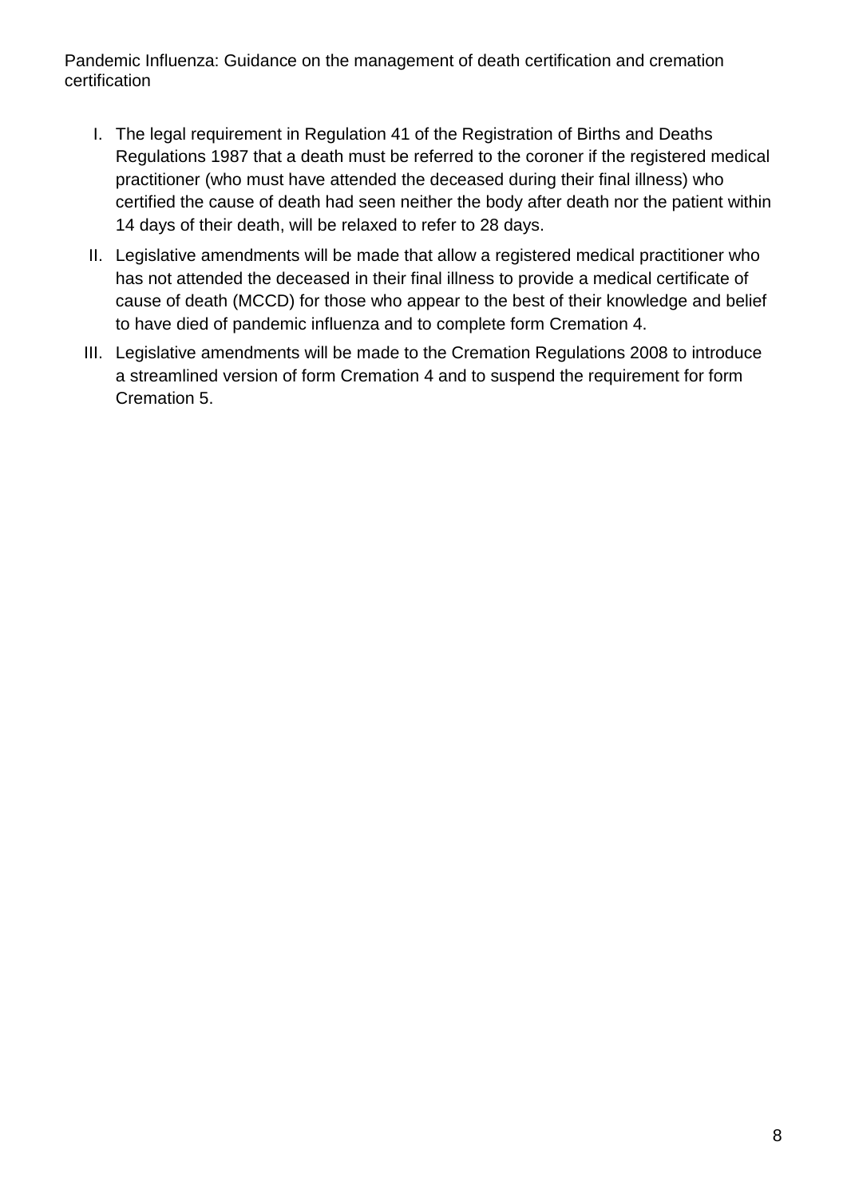I. The legal requirement in Regulation 41 of the Registration of Births and Deaths Regulations 1987 that a death must be referred to the coroner if the registered medical practitioner (who must have attended the deceased during their final illness) who certified the cause of death had seen neither the body after death nor the patient within 14 days of their death, will be relaxed to refer to 28 days.

II. Legislative amendments will be made that allow a registered medical practitioner who has not attended the deceased in their final illness to provide a medical certificate of cause of death (MCCD) for those who appear to the best of their knowledge and belief to have died of pandemic influenza and to complete form Cremation 4.

III. Legislative amendments will be made to the Cremation Regulations 2008 to introduce a streamlined version of form Cremation 4 and to suspend the requirement for form Cremation 5.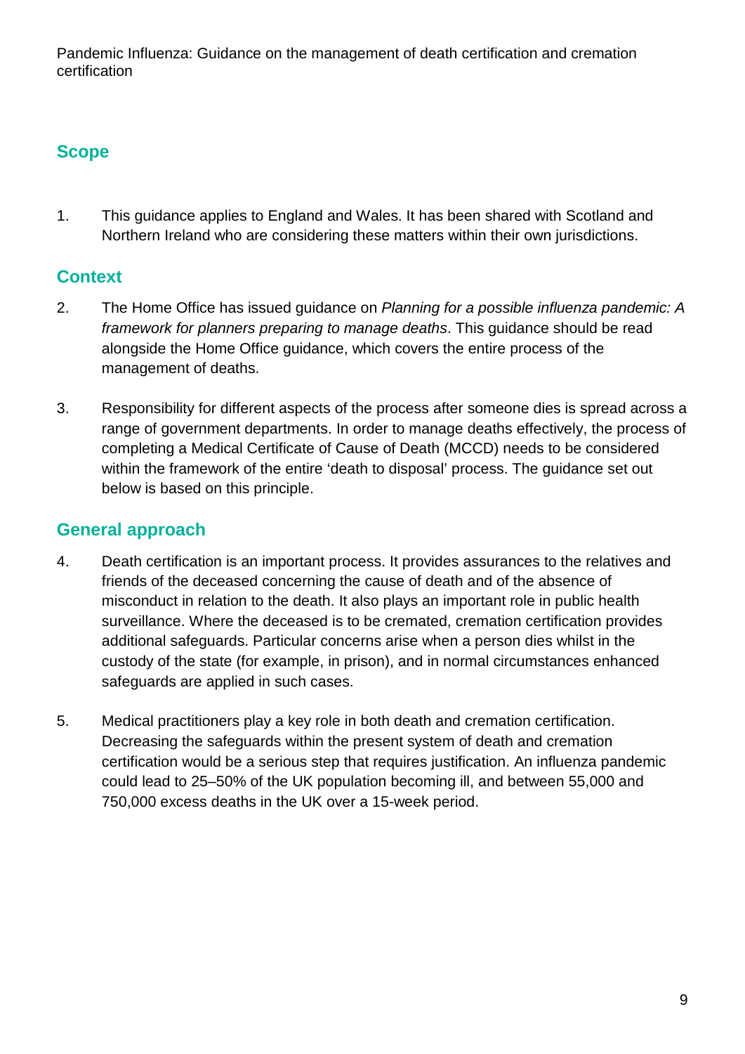## Scope

1. This guidance applies to England and Wales. It has been shared with Scotland and Northern Ireland who are considering these matters within their own jurisdictions.

## Context

2. The Home Office has issued guidance on *Planning for a possible influenza pandemic: A framework for planners preparing to manage deaths*. This guidance should be read alongside the Home Office guidance, which covers the entire process of the management of deaths.

3. Responsibility for different aspects of the process after someone dies is spread across a range of government departments. In order to manage deaths effectively, the process of completing a Medical Certificate of Cause of Death (MCCD) needs to be considered within the framework of the entire 'death to disposal' process. The guidance set out below is based on this principle.

## General approach

4. Death certification is an important process. It provides assurances to the relatives and friends of the deceased concerning the cause of death and of the absence of misconduct in relation to the death. It also plays an important role in public health surveillance. Where the deceased is to be cremated, cremation certification provides additional safeguards. Particular concerns arise when a person dies whilst in the custody of the state (for example, in prison), and in normal circumstances enhanced safeguards are applied in such cases.

5. Medical practitioners play a key role in both death and cremation certification. Decreasing the safeguards within the present system of death and cremation certification would be a serious step that requires justification. An influenza pandemic could lead to 25–50% of the UK population becoming ill, and between 55,000 and 750,000 excess deaths in the UK over a 15-week period.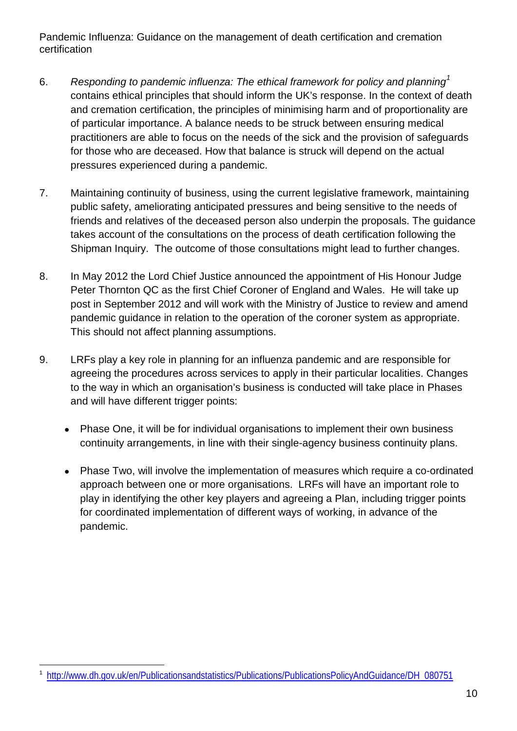6. *Responding to pandemic influenza: The ethical framework for policy and planning*[1] contains ethical principles that should inform the UK's response. In the context of death and cremation certification, the principles of minimising harm and of proportionality are of particular importance. A balance needs to be struck between ensuring medical practitioners are able to focus on the needs of the sick and the provision of safeguards for those who are deceased. How that balance is struck will depend on the actual pressures experienced during a pandemic.

7. Maintaining continuity of business, using the current legislative framework, maintaining public safety, ameliorating anticipated pressures and being sensitive to the needs of friends and relatives of the deceased person also underpin the proposals. The guidance takes account of the consultations on the process of death certification following the Shipman Inquiry. The outcome of those consultations might lead to further changes.

8. In May 2012 the Lord Chief Justice announced the appointment of His Honour Judge Peter Thornton QC as the first Chief Coroner of England and Wales. He will take up post in September 2012 and will work with the Ministry of Justice to review and amend pandemic guidance in relation to the operation of the coroner system as appropriate. This should not affect planning assumptions.

9. LRFs play a key role in planning for an influenza pandemic and are responsible for agreeing the procedures across services to apply in their particular localities. Changes to the way in which an organisation's business is conducted will take place in Phases and will have different trigger points:

   - Phase One, it will be for individual organisations to implement their own business continuity arrangements, in line with their single-agency business continuity plans.

   - Phase Two, will involve the implementation of measures which require a co-ordinated approach between one or more organisations. LRFs will have an important role to play in identifying the other key players and agreeing a Plan, including trigger points for coordinated implementation of different ways of working, in advance of the pandemic.

[1] http://www.dh.gov.uk/en/Publicationsandstatistics/Publications/PublicationsPolicyAndGuidance/DH_080751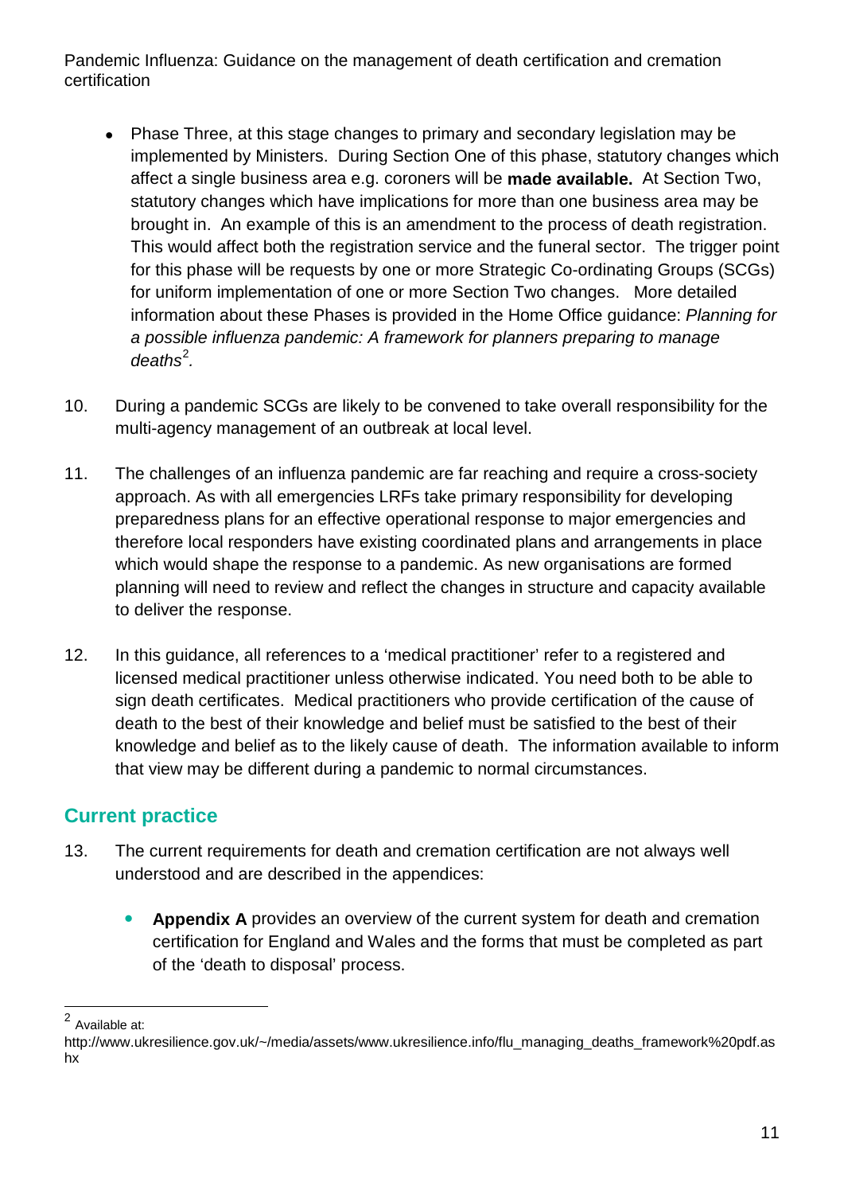- Phase Three, at this stage changes to primary and secondary legislation may be implemented by Ministers. During Section One of this phase, statutory changes which affect a single business area e.g. coroners will be **made available.** At Section Two, statutory changes which have implications for more than one business area may be brought in. An example of this is an amendment to the process of death registration. This would affect both the registration service and the funeral sector. The trigger point for this phase will be requests by one or more Strategic Co-ordinating Groups (SCGs) for uniform implementation of one or more Section Two changes. More detailed information about these Phases is provided in the Home Office guidance: *Planning for a possible influenza pandemic: A framework for planners preparing to manage deaths*[2].

10. During a pandemic SCGs are likely to be convened to take overall responsibility for the multi-agency management of an outbreak at local level.

11. The challenges of an influenza pandemic are far reaching and require a cross-society approach. As with all emergencies LRFs take primary responsibility for developing preparedness plans for an effective operational response to major emergencies and therefore local responders have existing coordinated plans and arrangements in place which would shape the response to a pandemic. As new organisations are formed planning will need to review and reflect the changes in structure and capacity available to deliver the response.

12. In this guidance, all references to a 'medical practitioner' refer to a registered and licensed medical practitioner unless otherwise indicated. You need both to be able to sign death certificates. Medical practitioners who provide certification of the cause of death to the best of their knowledge and belief must be satisfied to the best of their knowledge and belief as to the likely cause of death. The information available to inform that view may be different during a pandemic to normal circumstances.

## Current practice

13. The current requirements for death and cremation certification are not always well understood and are described in the appendices:

    - **Appendix A** provides an overview of the current system for death and cremation certification for England and Wales and the forms that must be completed as part of the 'death to disposal' process.

---

[2] Available at: http://www.ukresilience.gov.uk/~/media/assets/www.ukresilience.info/flu_managing_deaths_framework%20pdf.ashx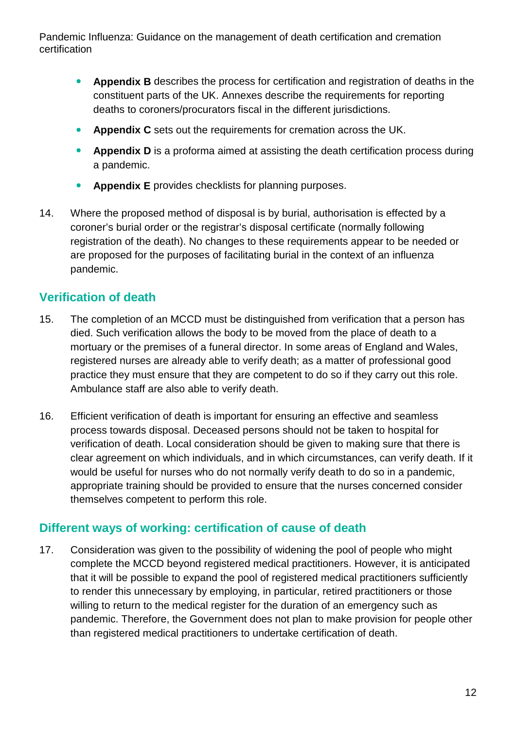- **Appendix B** describes the process for certification and registration of deaths in the constituent parts of the UK. Annexes describe the requirements for reporting deaths to coroners/procurators fiscal in the different jurisdictions.
- **Appendix C** sets out the requirements for cremation across the UK.
- **Appendix D** is a proforma aimed at assisting the death certification process during a pandemic.
- **Appendix E** provides checklists for planning purposes.

14. Where the proposed method of disposal is by burial, authorisation is effected by a coroner's burial order or the registrar's disposal certificate (normally following registration of the death). No changes to these requirements appear to be needed or are proposed for the purposes of facilitating burial in the context of an influenza pandemic.

## Verification of death

15. The completion of an MCCD must be distinguished from verification that a person has died. Such verification allows the body to be moved from the place of death to a mortuary or the premises of a funeral director. In some areas of England and Wales, registered nurses are already able to verify death; as a matter of professional good practice they must ensure that they are competent to do so if they carry out this role. Ambulance staff are also able to verify death.

16. Efficient verification of death is important for ensuring an effective and seamless process towards disposal. Deceased persons should not be taken to hospital for verification of death. Local consideration should be given to making sure that there is clear agreement on which individuals, and in which circumstances, can verify death. If it would be useful for nurses who do not normally verify death to do so in a pandemic, appropriate training should be provided to ensure that the nurses concerned consider themselves competent to perform this role.

## Different ways of working: certification of cause of death

17. Consideration was given to the possibility of widening the pool of people who might complete the MCCD beyond registered medical practitioners. However, it is anticipated that it will be possible to expand the pool of registered medical practitioners sufficiently to render this unnecessary by employing, in particular, retired practitioners or those willing to return to the medical register for the duration of an emergency such as pandemic. Therefore, the Government does not plan to make provision for people other than registered medical practitioners to undertake certification of death.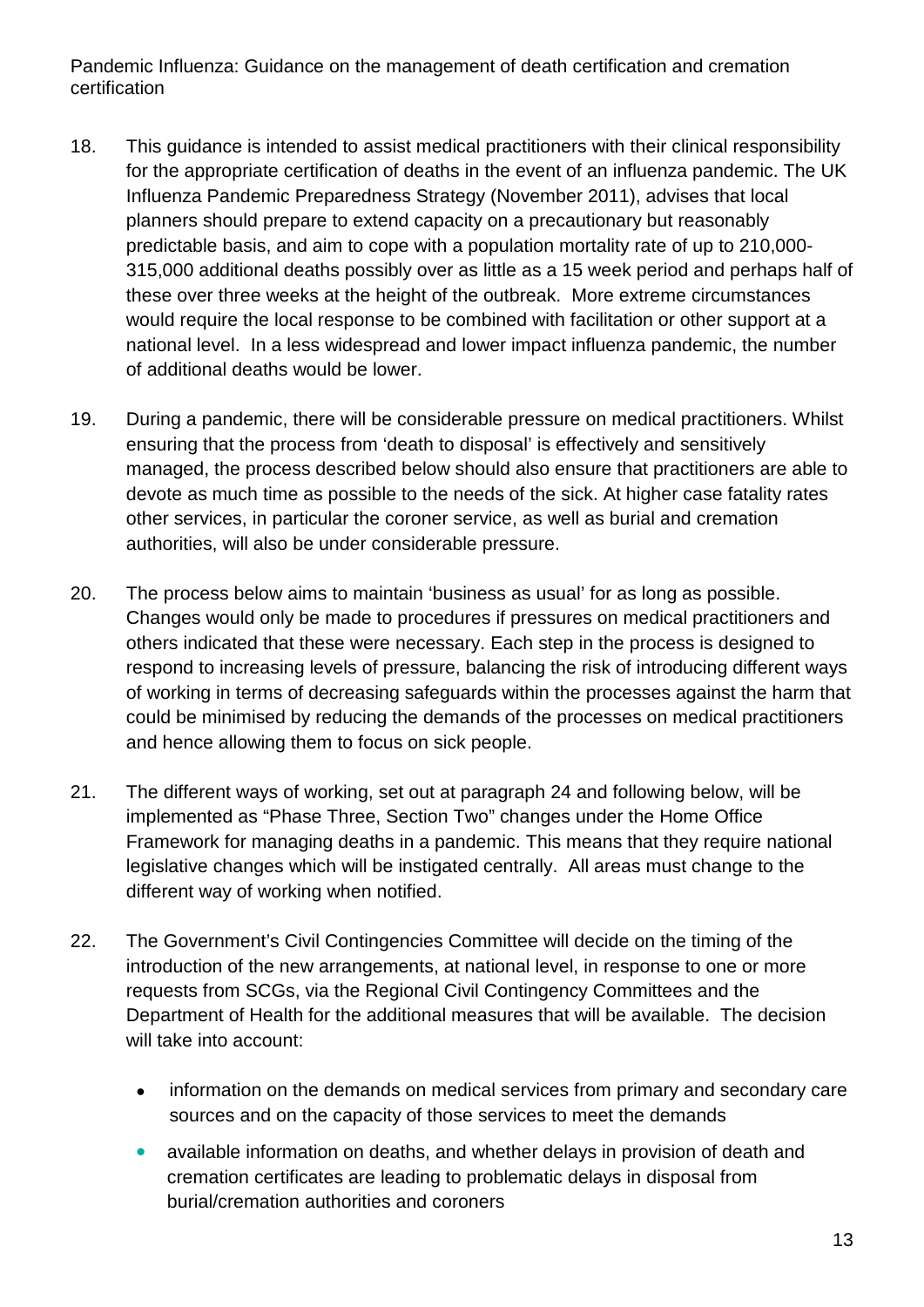18. This guidance is intended to assist medical practitioners with their clinical responsibility for the appropriate certification of deaths in the event of an influenza pandemic. The UK Influenza Pandemic Preparedness Strategy (November 2011), advises that local planners should prepare to extend capacity on a precautionary but reasonably predictable basis, and aim to cope with a population mortality rate of up to 210,000-315,000 additional deaths possibly over as little as a 15 week period and perhaps half of these over three weeks at the height of the outbreak. More extreme circumstances would require the local response to be combined with facilitation or other support at a national level. In a less widespread and lower impact influenza pandemic, the number of additional deaths would be lower.

19. During a pandemic, there will be considerable pressure on medical practitioners. Whilst ensuring that the process from 'death to disposal' is effectively and sensitively managed, the process described below should also ensure that practitioners are able to devote as much time as possible to the needs of the sick. At higher case fatality rates other services, in particular the coroner service, as well as burial and cremation authorities, will also be under considerable pressure.

20. The process below aims to maintain 'business as usual' for as long as possible. Changes would only be made to procedures if pressures on medical practitioners and others indicated that these were necessary. Each step in the process is designed to respond to increasing levels of pressure, balancing the risk of introducing different ways of working in terms of decreasing safeguards within the processes against the harm that could be minimised by reducing the demands of the processes on medical practitioners and hence allowing them to focus on sick people.

21. The different ways of working, set out at paragraph 24 and following below, will be implemented as "Phase Three, Section Two" changes under the Home Office Framework for managing deaths in a pandemic. This means that they require national legislative changes which will be instigated centrally. All areas must change to the different way of working when notified.

22. The Government's Civil Contingencies Committee will decide on the timing of the introduction of the new arrangements, at national level, in response to one or more requests from SCGs, via the Regional Civil Contingency Committees and the Department of Health for the additional measures that will be available. The decision will take into account:

    - information on the demands on medical services from primary and secondary care sources and on the capacity of those services to meet the demands
    - available information on deaths, and whether delays in provision of death and cremation certificates are leading to problematic delays in disposal from burial/cremation authorities and coroners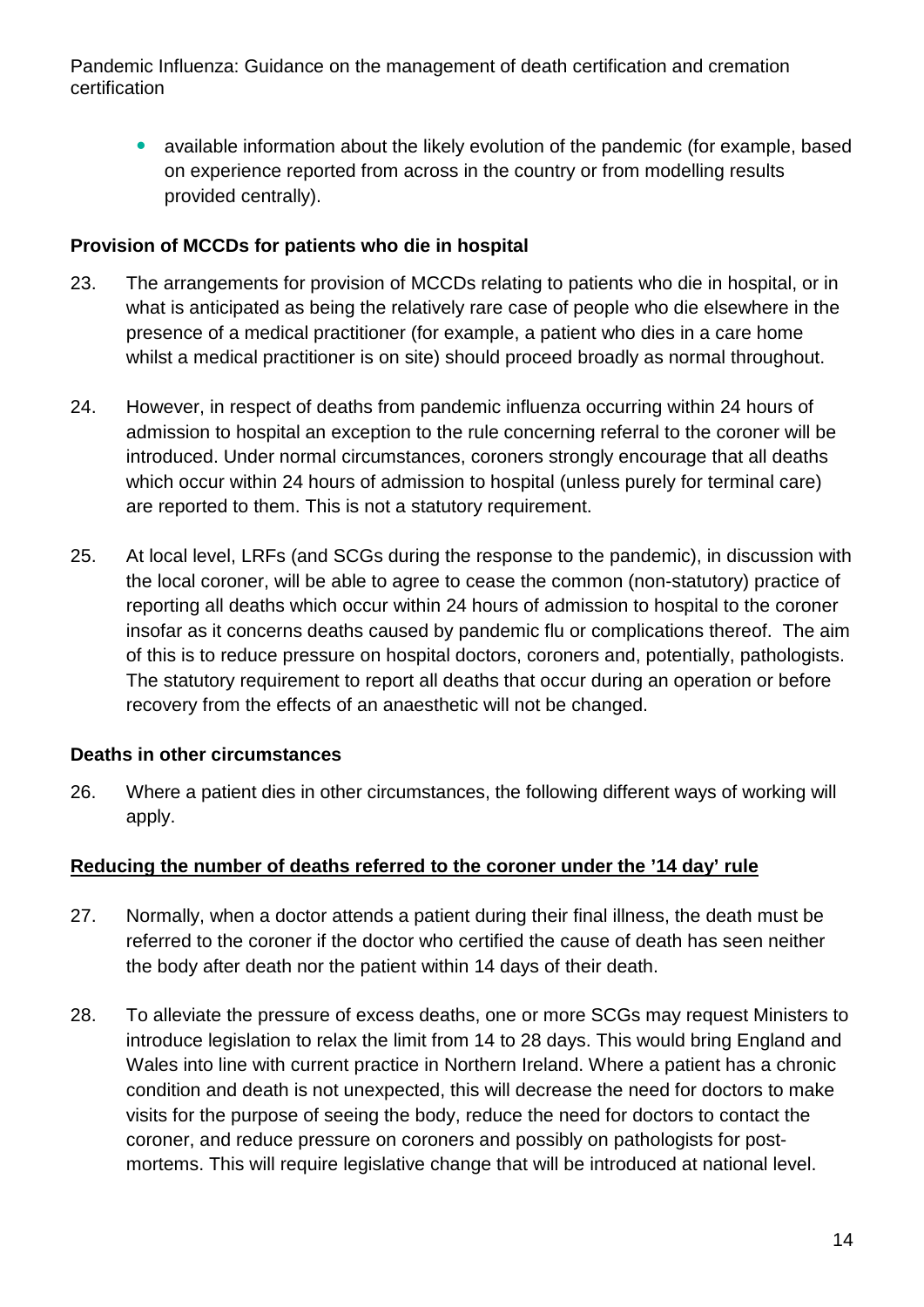- available information about the likely evolution of the pandemic (for example, based on experience reported from across in the country or from modelling results provided centrally).

**Provision of MCCDs for patients who die in hospital**

23. The arrangements for provision of MCCDs relating to patients who die in hospital, or in what is anticipated as being the relatively rare case of people who die elsewhere in the presence of a medical practitioner (for example, a patient who dies in a care home whilst a medical practitioner is on site) should proceed broadly as normal throughout.

24. However, in respect of deaths from pandemic influenza occurring within 24 hours of admission to hospital an exception to the rule concerning referral to the coroner will be introduced. Under normal circumstances, coroners strongly encourage that all deaths which occur within 24 hours of admission to hospital (unless purely for terminal care) are reported to them. This is not a statutory requirement.

25. At local level, LRFs (and SCGs during the response to the pandemic), in discussion with the local coroner, will be able to agree to cease the common (non-statutory) practice of reporting all deaths which occur within 24 hours of admission to hospital to the coroner insofar as it concerns deaths caused by pandemic flu or complications thereof. The aim of this is to reduce pressure on hospital doctors, coroners and, potentially, pathologists. The statutory requirement to report all deaths that occur during an operation or before recovery from the effects of an anaesthetic will not be changed.

**Deaths in other circumstances**

26. Where a patient dies in other circumstances, the following different ways of working will apply.

**<u>Reducing the number of deaths referred to the coroner under the '14 day' rule</u>**

27. Normally, when a doctor attends a patient during their final illness, the death must be referred to the coroner if the doctor who certified the cause of death has seen neither the body after death nor the patient within 14 days of their death.

28. To alleviate the pressure of excess deaths, one or more SCGs may request Ministers to introduce legislation to relax the limit from 14 to 28 days. This would bring England and Wales into line with current practice in Northern Ireland. Where a patient has a chronic condition and death is not unexpected, this will decrease the need for doctors to make visits for the purpose of seeing the body, reduce the need for doctors to contact the coroner, and reduce pressure on coroners and possibly on pathologists for post-mortems. This will require legislative change that will be introduced at national level.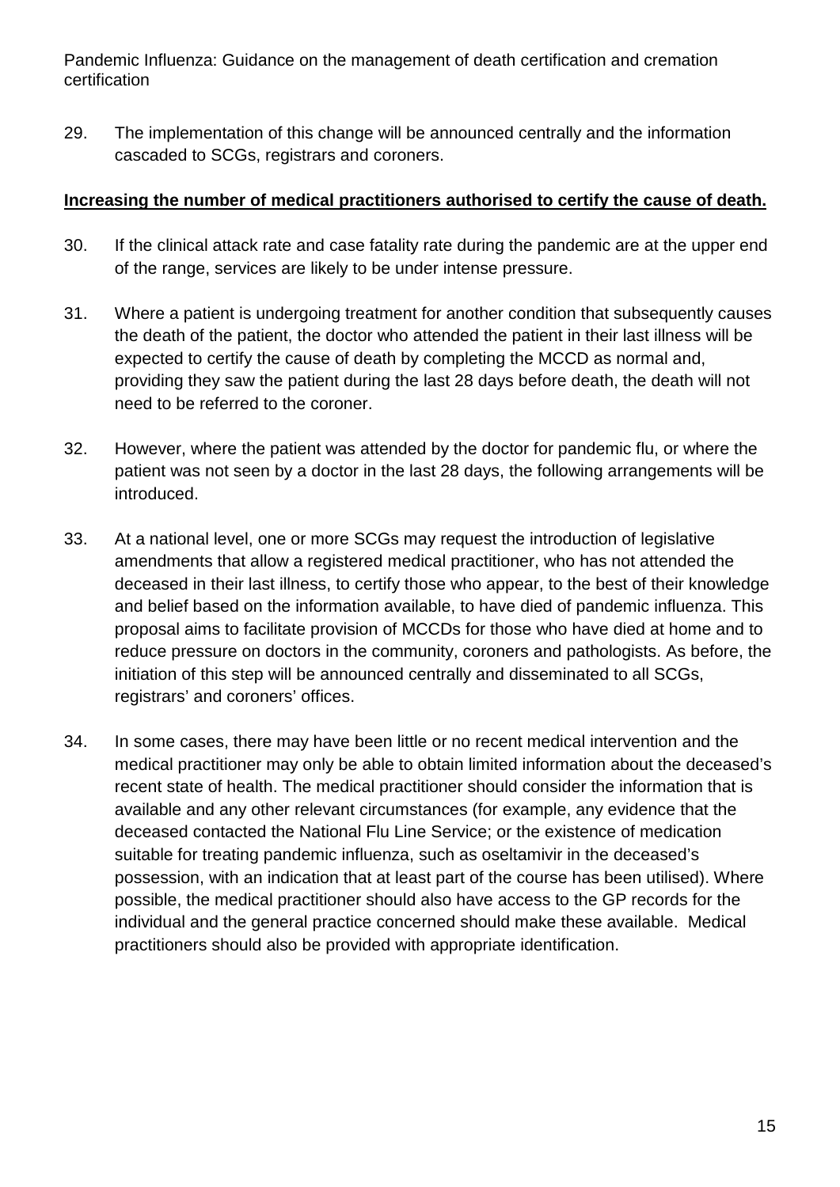29. The implementation of this change will be announced centrally and the information cascaded to SCGs, registrars and coroners.

**Increasing the number of medical practitioners authorised to certify the cause of death.**

30. If the clinical attack rate and case fatality rate during the pandemic are at the upper end of the range, services are likely to be under intense pressure.

31. Where a patient is undergoing treatment for another condition that subsequently causes the death of the patient, the doctor who attended the patient in their last illness will be expected to certify the cause of death by completing the MCCD as normal and, providing they saw the patient during the last 28 days before death, the death will not need to be referred to the coroner.

32. However, where the patient was attended by the doctor for pandemic flu, or where the patient was not seen by a doctor in the last 28 days, the following arrangements will be introduced.

33. At a national level, one or more SCGs may request the introduction of legislative amendments that allow a registered medical practitioner, who has not attended the deceased in their last illness, to certify those who appear, to the best of their knowledge and belief based on the information available, to have died of pandemic influenza. This proposal aims to facilitate provision of MCCDs for those who have died at home and to reduce pressure on doctors in the community, coroners and pathologists. As before, the initiation of this step will be announced centrally and disseminated to all SCGs, registrars' and coroners' offices.

34. In some cases, there may have been little or no recent medical intervention and the medical practitioner may only be able to obtain limited information about the deceased's recent state of health. The medical practitioner should consider the information that is available and any other relevant circumstances (for example, any evidence that the deceased contacted the National Flu Line Service; or the existence of medication suitable for treating pandemic influenza, such as oseltamivir in the deceased's possession, with an indication that at least part of the course has been utilised). Where possible, the medical practitioner should also have access to the GP records for the individual and the general practice concerned should make these available. Medical practitioners should also be provided with appropriate identification.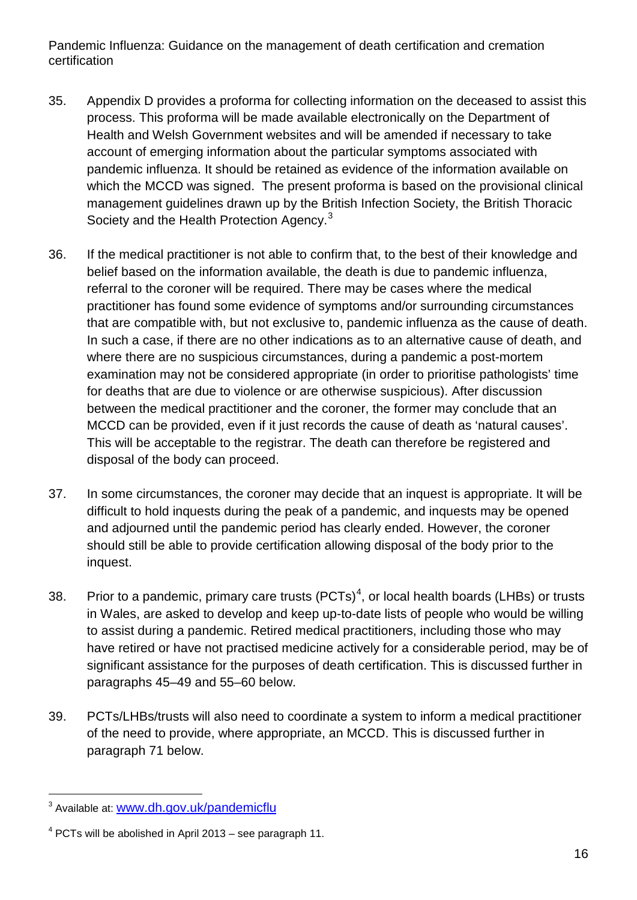35. Appendix D provides a proforma for collecting information on the deceased to assist this process. This proforma will be made available electronically on the Department of Health and Welsh Government websites and will be amended if necessary to take account of emerging information about the particular symptoms associated with pandemic influenza. It should be retained as evidence of the information available on which the MCCD was signed. The present proforma is based on the provisional clinical management guidelines drawn up by the British Infection Society, the British Thoracic Society and the Health Protection Agency.[3]

36. If the medical practitioner is not able to confirm that, to the best of their knowledge and belief based on the information available, the death is due to pandemic influenza, referral to the coroner will be required. There may be cases where the medical practitioner has found some evidence of symptoms and/or surrounding circumstances that are compatible with, but not exclusive to, pandemic influenza as the cause of death. In such a case, if there are no other indications as to an alternative cause of death, and where there are no suspicious circumstances, during a pandemic a post-mortem examination may not be considered appropriate (in order to prioritise pathologists' time for deaths that are due to violence or are otherwise suspicious). After discussion between the medical practitioner and the coroner, the former may conclude that an MCCD can be provided, even if it just records the cause of death as 'natural causes'. This will be acceptable to the registrar. The death can therefore be registered and disposal of the body can proceed.

37. In some circumstances, the coroner may decide that an inquest is appropriate. It will be difficult to hold inquests during the peak of a pandemic, and inquests may be opened and adjourned until the pandemic period has clearly ended. However, the coroner should still be able to provide certification allowing disposal of the body prior to the inquest.

38. Prior to a pandemic, primary care trusts (PCTs)[4], or local health boards (LHBs) or trusts in Wales, are asked to develop and keep up-to-date lists of people who would be willing to assist during a pandemic. Retired medical practitioners, including those who may have retired or have not practised medicine actively for a considerable period, may be of significant assistance for the purposes of death certification. This is discussed further in paragraphs 45–49 and 55–60 below.

39. PCTs/LHBs/trusts will also need to coordinate a system to inform a medical practitioner of the need to provide, where appropriate, an MCCD. This is discussed further in paragraph 71 below.

---

[3] Available at: www.dh.gov.uk/pandemicflu

[4] PCTs will be abolished in April 2013 – see paragraph 11.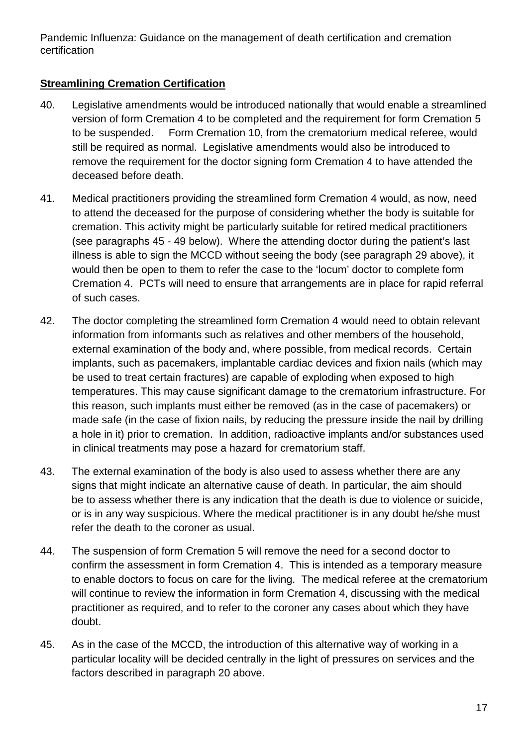**Streamlining Cremation Certification**

40. Legislative amendments would be introduced nationally that would enable a streamlined version of form Cremation 4 to be completed and the requirement for form Cremation 5 to be suspended. Form Cremation 10, from the crematorium medical referee, would still be required as normal. Legislative amendments would also be introduced to remove the requirement for the doctor signing form Cremation 4 to have attended the deceased before death.

41. Medical practitioners providing the streamlined form Cremation 4 would, as now, need to attend the deceased for the purpose of considering whether the body is suitable for cremation. This activity might be particularly suitable for retired medical practitioners (see paragraphs 45 - 49 below). Where the attending doctor during the patient's last illness is able to sign the MCCD without seeing the body (see paragraph 29 above), it would then be open to them to refer the case to the 'locum' doctor to complete form Cremation 4. PCTs will need to ensure that arrangements are in place for rapid referral of such cases.

42. The doctor completing the streamlined form Cremation 4 would need to obtain relevant information from informants such as relatives and other members of the household, external examination of the body and, where possible, from medical records. Certain implants, such as pacemakers, implantable cardiac devices and fixion nails (which may be used to treat certain fractures) are capable of exploding when exposed to high temperatures. This may cause significant damage to the crematorium infrastructure. For this reason, such implants must either be removed (as in the case of pacemakers) or made safe (in the case of fixion nails, by reducing the pressure inside the nail by drilling a hole in it) prior to cremation. In addition, radioactive implants and/or substances used in clinical treatments may pose a hazard for crematorium staff.

43. The external examination of the body is also used to assess whether there are any signs that might indicate an alternative cause of death. In particular, the aim should be to assess whether there is any indication that the death is due to violence or suicide, or is in any way suspicious. Where the medical practitioner is in any doubt he/she must refer the death to the coroner as usual.

44. The suspension of form Cremation 5 will remove the need for a second doctor to confirm the assessment in form Cremation 4. This is intended as a temporary measure to enable doctors to focus on care for the living. The medical referee at the crematorium will continue to review the information in form Cremation 4, discussing with the medical practitioner as required, and to refer to the coroner any cases about which they have doubt.

45. As in the case of the MCCD, the introduction of this alternative way of working in a particular locality will be decided centrally in the light of pressures on services and the factors described in paragraph 20 above.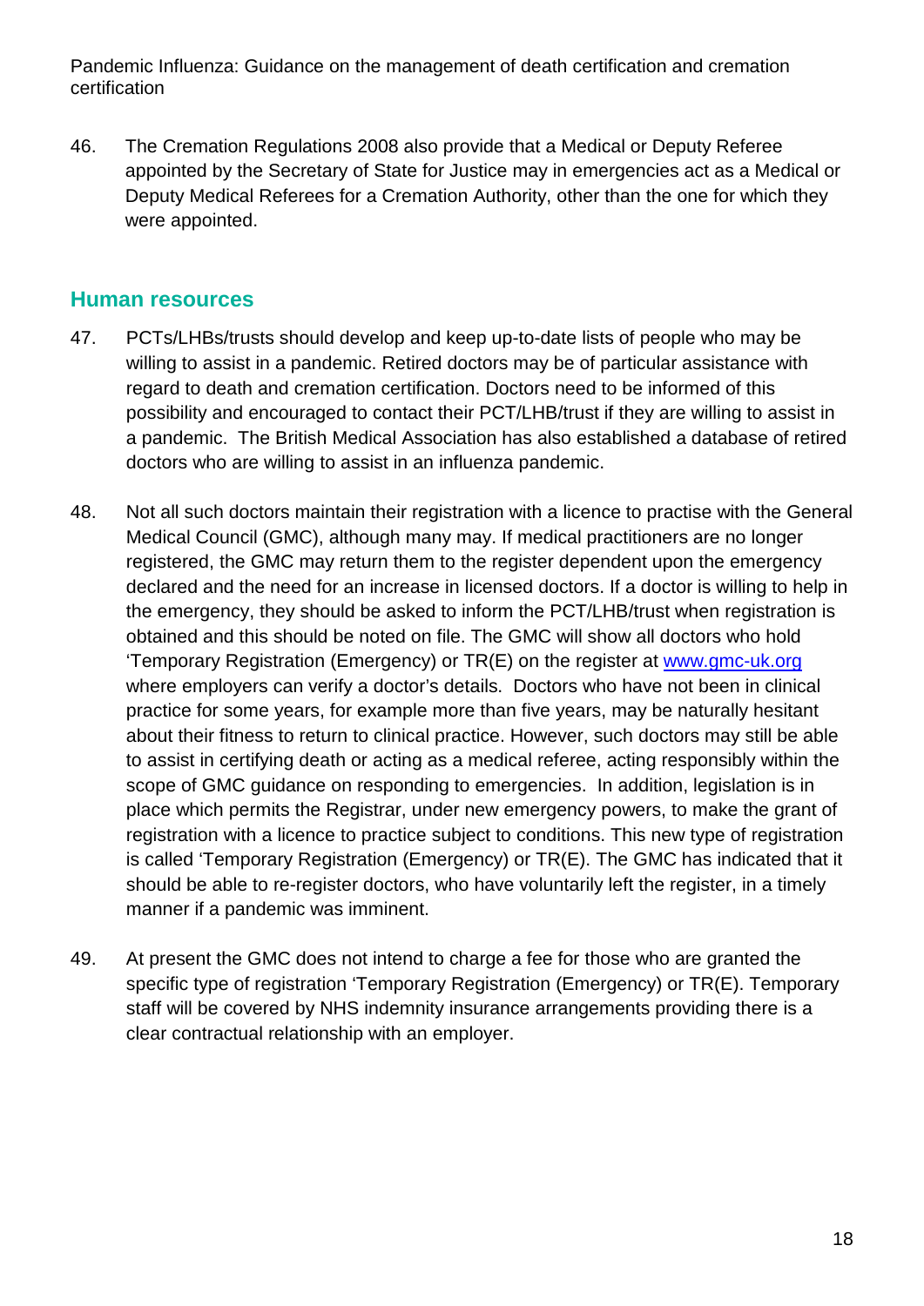46. The Cremation Regulations 2008 also provide that a Medical or Deputy Referee appointed by the Secretary of State for Justice may in emergencies act as a Medical or Deputy Medical Referees for a Cremation Authority, other than the one for which they were appointed.

## Human resources

47. PCTs/LHBs/trusts should develop and keep up-to-date lists of people who may be willing to assist in a pandemic. Retired doctors may be of particular assistance with regard to death and cremation certification. Doctors need to be informed of this possibility and encouraged to contact their PCT/LHB/trust if they are willing to assist in a pandemic. The British Medical Association has also established a database of retired doctors who are willing to assist in an influenza pandemic.

48. Not all such doctors maintain their registration with a licence to practise with the General Medical Council (GMC), although many may. If medical practitioners are no longer registered, the GMC may return them to the register dependent upon the emergency declared and the need for an increase in licensed doctors. If a doctor is willing to help in the emergency, they should be asked to inform the PCT/LHB/trust when registration is obtained and this should be noted on file. The GMC will show all doctors who hold 'Temporary Registration (Emergency) or TR(E) on the register at [www.gmc-uk.org](http://www.gmc-uk.org) where employers can verify a doctor's details. Doctors who have not been in clinical practice for some years, for example more than five years, may be naturally hesitant about their fitness to return to clinical practice. However, such doctors may still be able to assist in certifying death or acting as a medical referee, acting responsibly within the scope of GMC guidance on responding to emergencies. In addition, legislation is in place which permits the Registrar, under new emergency powers, to make the grant of registration with a licence to practice subject to conditions. This new type of registration is called 'Temporary Registration (Emergency) or TR(E). The GMC has indicated that it should be able to re-register doctors, who have voluntarily left the register, in a timely manner if a pandemic was imminent.

49. At present the GMC does not intend to charge a fee for those who are granted the specific type of registration 'Temporary Registration (Emergency) or TR(E). Temporary staff will be covered by NHS indemnity insurance arrangements providing there is a clear contractual relationship with an employer.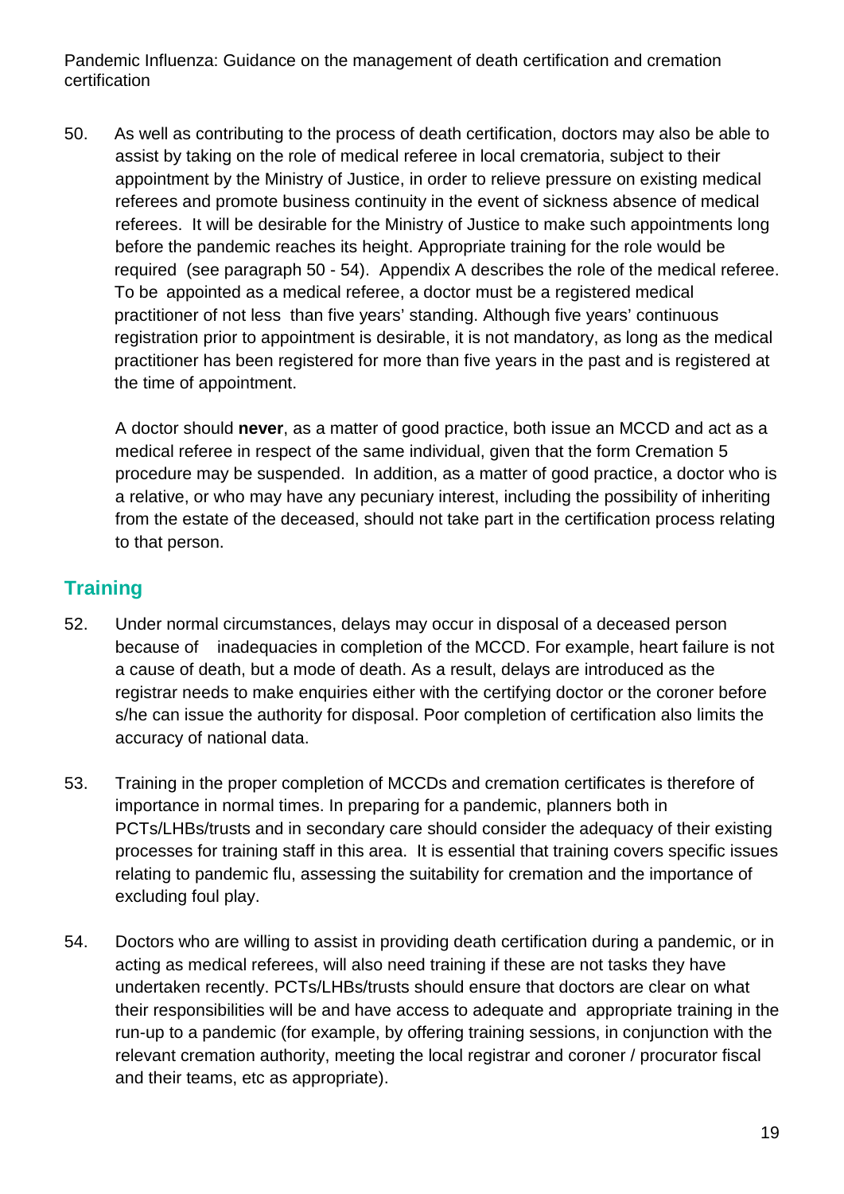50. As well as contributing to the process of death certification, doctors may also be able to assist by taking on the role of medical referee in local crematoria, subject to their appointment by the Ministry of Justice, in order to relieve pressure on existing medical referees and promote business continuity in the event of sickness absence of medical referees. It will be desirable for the Ministry of Justice to make such appointments long before the pandemic reaches its height. Appropriate training for the role would be required (see paragraph 50 - 54). Appendix A describes the role of the medical referee. To be appointed as a medical referee, a doctor must be a registered medical practitioner of not less than five years' standing. Although five years' continuous registration prior to appointment is desirable, it is not mandatory, as long as the medical practitioner has been registered for more than five years in the past and is registered at the time of appointment.

    A doctor should **never**, as a matter of good practice, both issue an MCCD and act as a medical referee in respect of the same individual, given that the form Cremation 5 procedure may be suspended. In addition, as a matter of good practice, a doctor who is a relative, or who may have any pecuniary interest, including the possibility of inheriting from the estate of the deceased, should not take part in the certification process relating to that person.

## Training

52. Under normal circumstances, delays may occur in disposal of a deceased person because of inadequacies in completion of the MCCD. For example, heart failure is not a cause of death, but a mode of death. As a result, delays are introduced as the registrar needs to make enquiries either with the certifying doctor or the coroner before s/he can issue the authority for disposal. Poor completion of certification also limits the accuracy of national data.

53. Training in the proper completion of MCCDs and cremation certificates is therefore of importance in normal times. In preparing for a pandemic, planners both in PCTs/LHBs/trusts and in secondary care should consider the adequacy of their existing processes for training staff in this area. It is essential that training covers specific issues relating to pandemic flu, assessing the suitability for cremation and the importance of excluding foul play.

54. Doctors who are willing to assist in providing death certification during a pandemic, or in acting as medical referees, will also need training if these are not tasks they have undertaken recently. PCTs/LHBs/trusts should ensure that doctors are clear on what their responsibilities will be and have access to adequate and appropriate training in the run-up to a pandemic (for example, by offering training sessions, in conjunction with the relevant cremation authority, meeting the local registrar and coroner / procurator fiscal and their teams, etc as appropriate).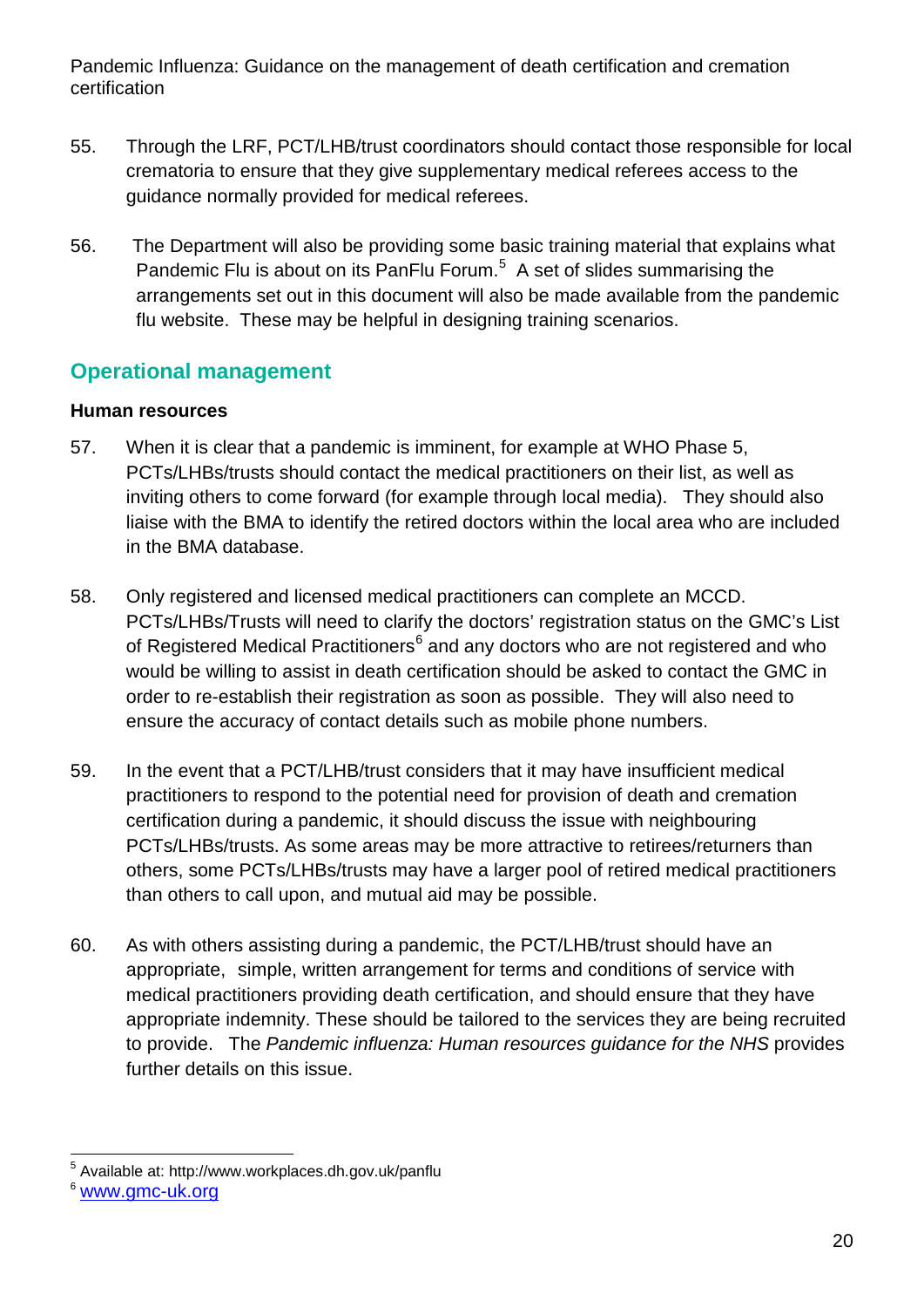55. Through the LRF, PCT/LHB/trust coordinators should contact those responsible for local crematoria to ensure that they give supplementary medical referees access to the guidance normally provided for medical referees.

56. The Department will also be providing some basic training material that explains what Pandemic Flu is about on its PanFlu Forum.[5] A set of slides summarising the arrangements set out in this document will also be made available from the pandemic flu website. These may be helpful in designing training scenarios.

## Operational management

### Human resources

57. When it is clear that a pandemic is imminent, for example at WHO Phase 5, PCTs/LHBs/trusts should contact the medical practitioners on their list, as well as inviting others to come forward (for example through local media). They should also liaise with the BMA to identify the retired doctors within the local area who are included in the BMA database.

58. Only registered and licensed medical practitioners can complete an MCCD. PCTs/LHBs/Trusts will need to clarify the doctors' registration status on the GMC's List of Registered Medical Practitioners[6] and any doctors who are not registered and who would be willing to assist in death certification should be asked to contact the GMC in order to re-establish their registration as soon as possible. They will also need to ensure the accuracy of contact details such as mobile phone numbers.

59. In the event that a PCT/LHB/trust considers that it may have insufficient medical practitioners to respond to the potential need for provision of death and cremation certification during a pandemic, it should discuss the issue with neighbouring PCTs/LHBs/trusts. As some areas may be more attractive to retirees/returners than others, some PCTs/LHBs/trusts may have a larger pool of retired medical practitioners than others to call upon, and mutual aid may be possible.

60. As with others assisting during a pandemic, the PCT/LHB/trust should have an appropriate, simple, written arrangement for terms and conditions of service with medical practitioners providing death certification, and should ensure that they have appropriate indemnity. These should be tailored to the services they are being recruited to provide. The *Pandemic influenza: Human resources guidance for the NHS* provides further details on this issue.

---

[5] Available at: http://www.workplaces.dh.gov.uk/panflu

[6] www.gmc-uk.org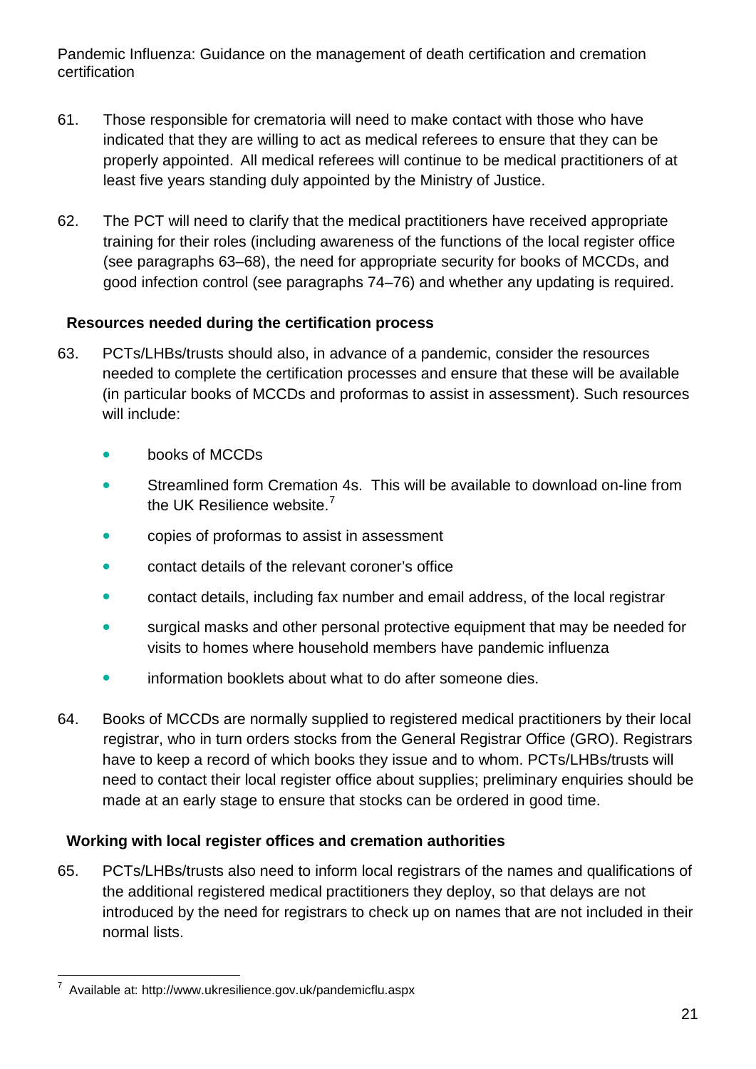61. Those responsible for crematoria will need to make contact with those who have indicated that they are willing to act as medical referees to ensure that they can be properly appointed. All medical referees will continue to be medical practitioners of at least five years standing duly appointed by the Ministry of Justice.

62. The PCT will need to clarify that the medical practitioners have received appropriate training for their roles (including awareness of the functions of the local register office (see paragraphs 63–68), the need for appropriate security for books of MCCDs, and good infection control (see paragraphs 74–76) and whether any updating is required.

### Resources needed during the certification process

63. PCTs/LHBs/trusts should also, in advance of a pandemic, consider the resources needed to complete the certification processes and ensure that these will be available (in particular books of MCCDs and proformas to assist in assessment). Such resources will include:

- books of MCCDs
- Streamlined form Cremation 4s. This will be available to download on-line from the UK Resilience website.[7]
- copies of proformas to assist in assessment
- contact details of the relevant coroner's office
- contact details, including fax number and email address, of the local registrar
- surgical masks and other personal protective equipment that may be needed for visits to homes where household members have pandemic influenza
- information booklets about what to do after someone dies.

64. Books of MCCDs are normally supplied to registered medical practitioners by their local registrar, who in turn orders stocks from the General Registrar Office (GRO). Registrars have to keep a record of which books they issue and to whom. PCTs/LHBs/trusts will need to contact their local register office about supplies; preliminary enquiries should be made at an early stage to ensure that stocks can be ordered in good time.

### Working with local register offices and cremation authorities

65. PCTs/LHBs/trusts also need to inform local registrars of the names and qualifications of the additional registered medical practitioners they deploy, so that delays are not introduced by the need for registrars to check up on names that are not included in their normal lists.

---

[7] Available at: http://www.ukresilience.gov.uk/pandemicflu.aspx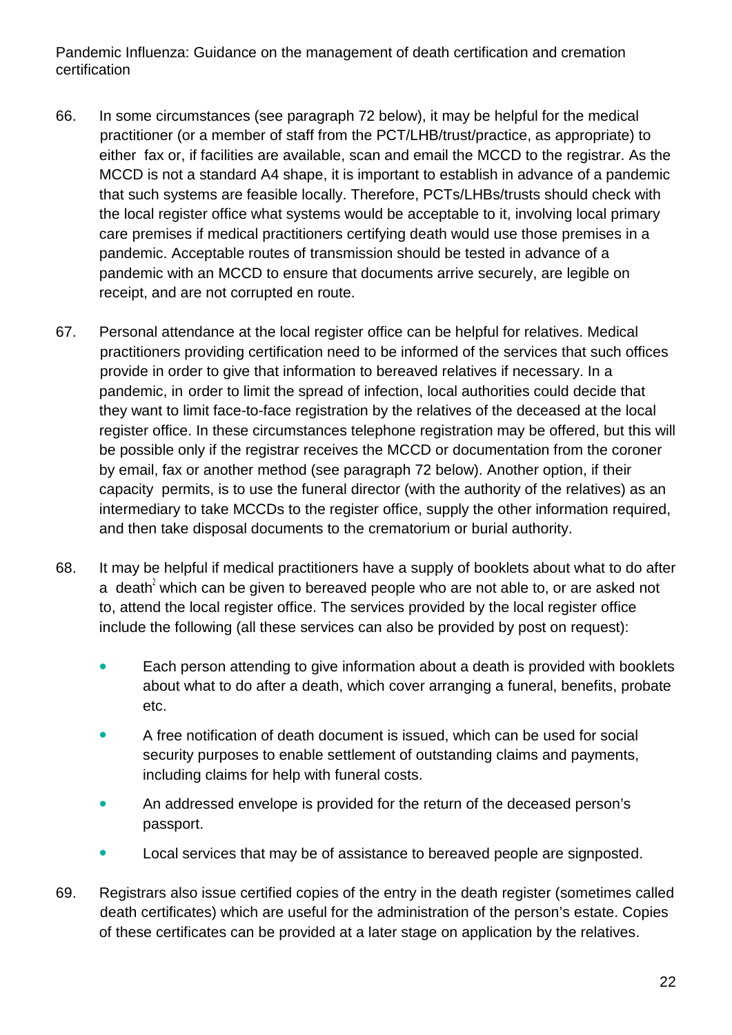66. In some circumstances (see paragraph 72 below), it may be helpful for the medical practitioner (or a member of staff from the PCT/LHB/trust/practice, as appropriate) to either fax or, if facilities are available, scan and email the MCCD to the registrar. As the MCCD is not a standard A4 shape, it is important to establish in advance of a pandemic that such systems are feasible locally. Therefore, PCTs/LHBs/trusts should check with the local register office what systems would be acceptable to it, involving local primary care premises if medical practitioners certifying death would use those premises in a pandemic. Acceptable routes of transmission should be tested in advance of a pandemic with an MCCD to ensure that documents arrive securely, are legible on receipt, and are not corrupted en route.

67. Personal attendance at the local register office can be helpful for relatives. Medical practitioners providing certification need to be informed of the services that such offices provide in order to give that information to bereaved relatives if necessary. In a pandemic, in order to limit the spread of infection, local authorities could decide that they want to limit face-to-face registration by the relatives of the deceased at the local register office. In these circumstances telephone registration may be offered, but this will be possible only if the registrar receives the MCCD or documentation from the coroner by email, fax or another method (see paragraph 72 below). Another option, if their capacity permits, is to use the funeral director (with the authority of the relatives) as an intermediary to take MCCDs to the register office, supply the other information required, and then take disposal documents to the crematorium or burial authority.

68. It may be helpful if medical practitioners have a supply of booklets about what to do after a death[2] which can be given to bereaved people who are not able to, or are asked not to, attend the local register office. The services provided by the local register office include the following (all these services can also be provided by post on request):

- Each person attending to give information about a death is provided with booklets about what to do after a death, which cover arranging a funeral, benefits, probate etc.
- A free notification of death document is issued, which can be used for social security purposes to enable settlement of outstanding claims and payments, including claims for help with funeral costs.
- An addressed envelope is provided for the return of the deceased person's passport.
- Local services that may be of assistance to bereaved people are signposted.

69. Registrars also issue certified copies of the entry in the death register (sometimes called death certificates) which are useful for the administration of the person's estate. Copies of these certificates can be provided at a later stage on application by the relatives.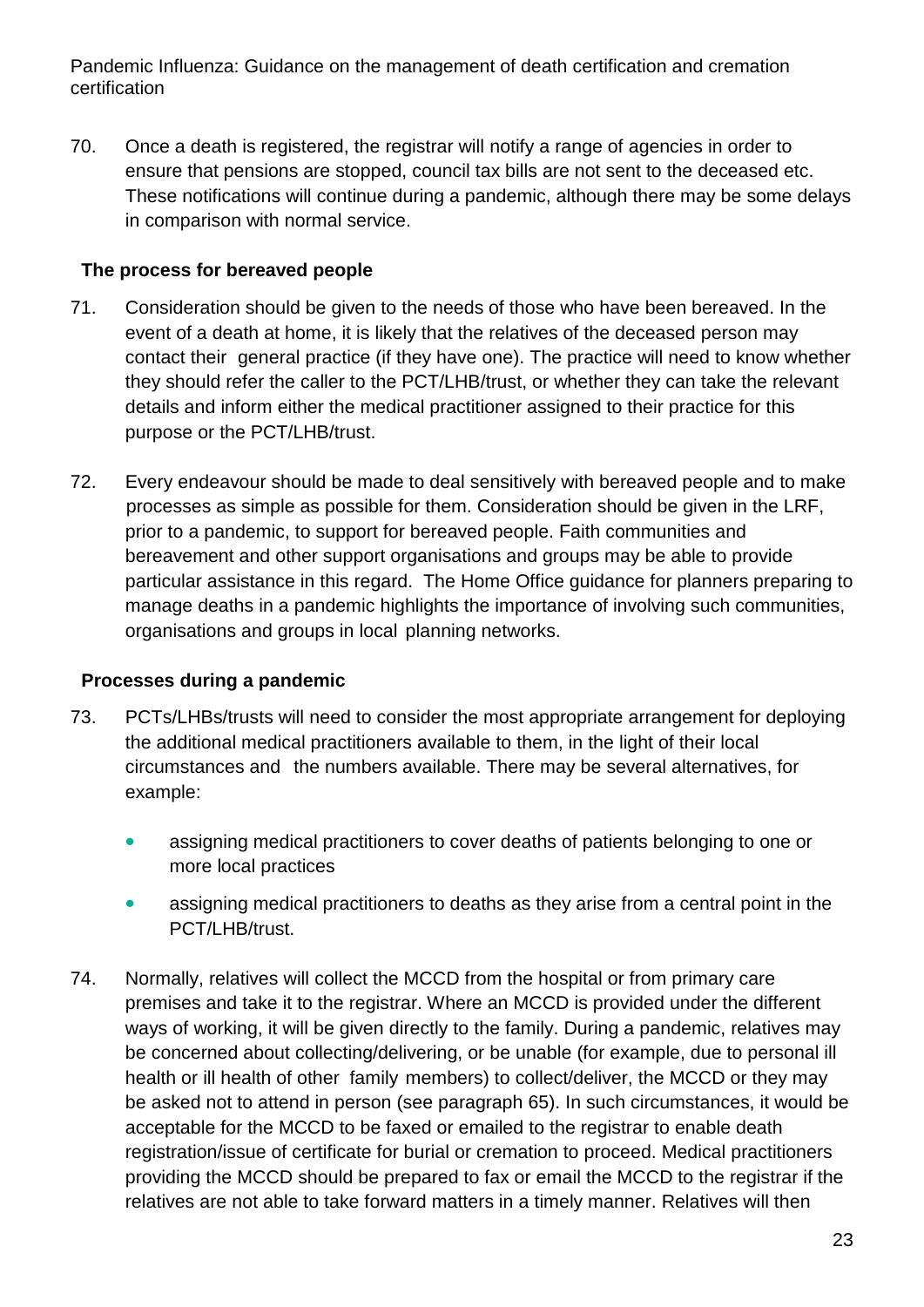70. Once a death is registered, the registrar will notify a range of agencies in order to ensure that pensions are stopped, council tax bills are not sent to the deceased etc. These notifications will continue during a pandemic, although there may be some delays in comparison with normal service.

### The process for bereaved people

71. Consideration should be given to the needs of those who have been bereaved. In the event of a death at home, it is likely that the relatives of the deceased person may contact their general practice (if they have one). The practice will need to know whether they should refer the caller to the PCT/LHB/trust, or whether they can take the relevant details and inform either the medical practitioner assigned to their practice for this purpose or the PCT/LHB/trust.

72. Every endeavour should be made to deal sensitively with bereaved people and to make processes as simple as possible for them. Consideration should be given in the LRF, prior to a pandemic, to support for bereaved people. Faith communities and bereavement and other support organisations and groups may be able to provide particular assistance in this regard. The Home Office guidance for planners preparing to manage deaths in a pandemic highlights the importance of involving such communities, organisations and groups in local planning networks.

### Processes during a pandemic

73. PCTs/LHBs/trusts will need to consider the most appropriate arrangement for deploying the additional medical practitioners available to them, in the light of their local circumstances and the numbers available. There may be several alternatives, for example:

   - assigning medical practitioners to cover deaths of patients belonging to one or more local practices
   - assigning medical practitioners to deaths as they arise from a central point in the PCT/LHB/trust.

74. Normally, relatives will collect the MCCD from the hospital or from primary care premises and take it to the registrar. Where an MCCD is provided under the different ways of working, it will be given directly to the family. During a pandemic, relatives may be concerned about collecting/delivering, or be unable (for example, due to personal ill health or ill health of other family members) to collect/deliver, the MCCD or they may be asked not to attend in person (see paragraph 65). In such circumstances, it would be acceptable for the MCCD to be faxed or emailed to the registrar to enable death registration/issue of certificate for burial or cremation to proceed. Medical practitioners providing the MCCD should be prepared to fax or email the MCCD to the registrar if the relatives are not able to take forward matters in a timely manner. Relatives will then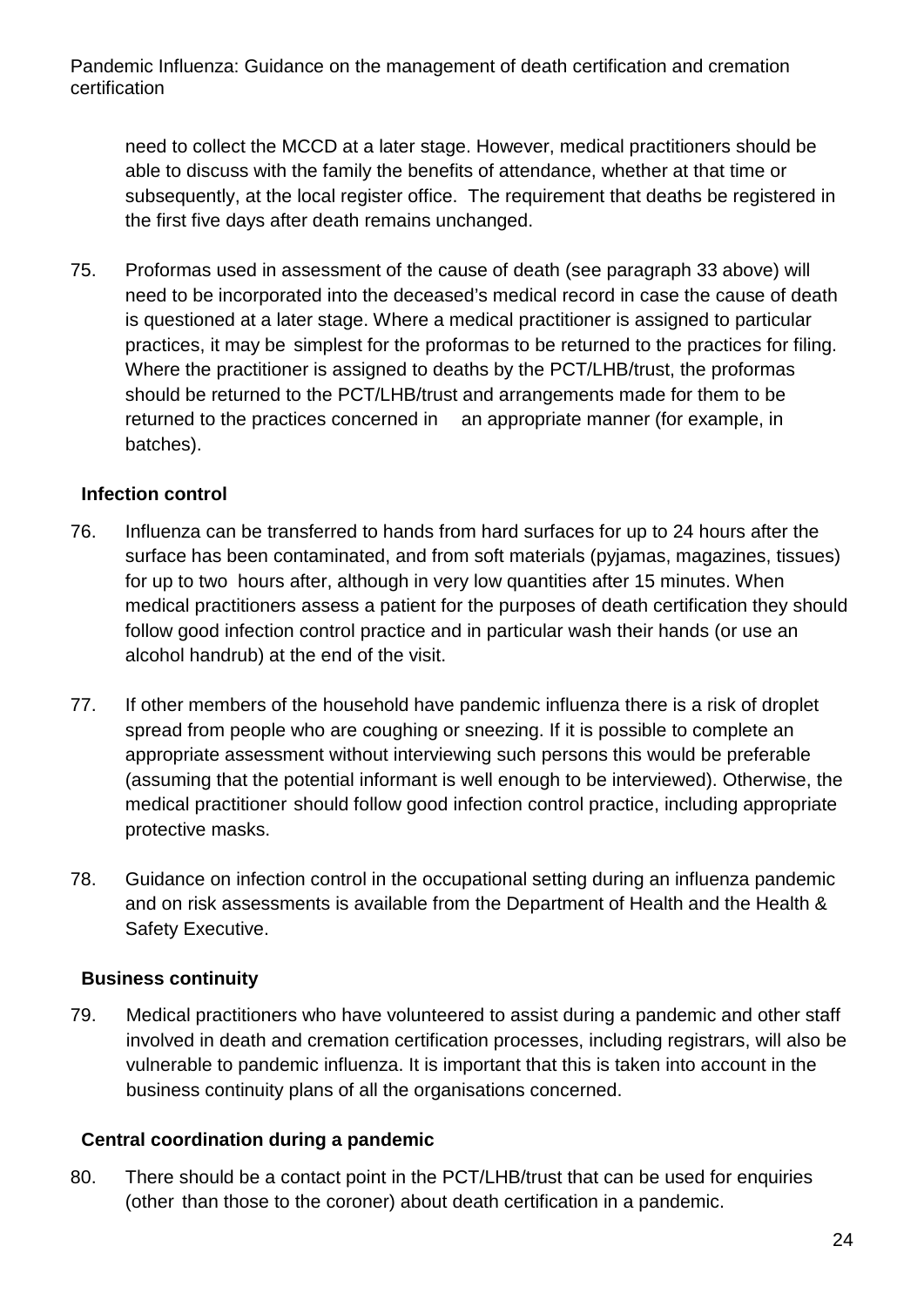need to collect the MCCD at a later stage. However, medical practitioners should be able to discuss with the family the benefits of attendance, whether at that time or subsequently, at the local register office. The requirement that deaths be registered in the first five days after death remains unchanged.

75. Proformas used in assessment of the cause of death (see paragraph 33 above) will need to be incorporated into the deceased's medical record in case the cause of death is questioned at a later stage. Where a medical practitioner is assigned to particular practices, it may be simplest for the proformas to be returned to the practices for filing. Where the practitioner is assigned to deaths by the PCT/LHB/trust, the proformas should be returned to the PCT/LHB/trust and arrangements made for them to be returned to the practices concerned in an appropriate manner (for example, in batches).

### Infection control

76. Influenza can be transferred to hands from hard surfaces for up to 24 hours after the surface has been contaminated, and from soft materials (pyjamas, magazines, tissues) for up to two hours after, although in very low quantities after 15 minutes. When medical practitioners assess a patient for the purposes of death certification they should follow good infection control practice and in particular wash their hands (or use an alcohol handrub) at the end of the visit.

77. If other members of the household have pandemic influenza there is a risk of droplet spread from people who are coughing or sneezing. If it is possible to complete an appropriate assessment without interviewing such persons this would be preferable (assuming that the potential informant is well enough to be interviewed). Otherwise, the medical practitioner should follow good infection control practice, including appropriate protective masks.

78. Guidance on infection control in the occupational setting during an influenza pandemic and on risk assessments is available from the Department of Health and the Health & Safety Executive.

### Business continuity

79. Medical practitioners who have volunteered to assist during a pandemic and other staff involved in death and cremation certification processes, including registrars, will also be vulnerable to pandemic influenza. It is important that this is taken into account in the business continuity plans of all the organisations concerned.

### Central coordination during a pandemic

80. There should be a contact point in the PCT/LHB/trust that can be used for enquiries (other than those to the coroner) about death certification in a pandemic.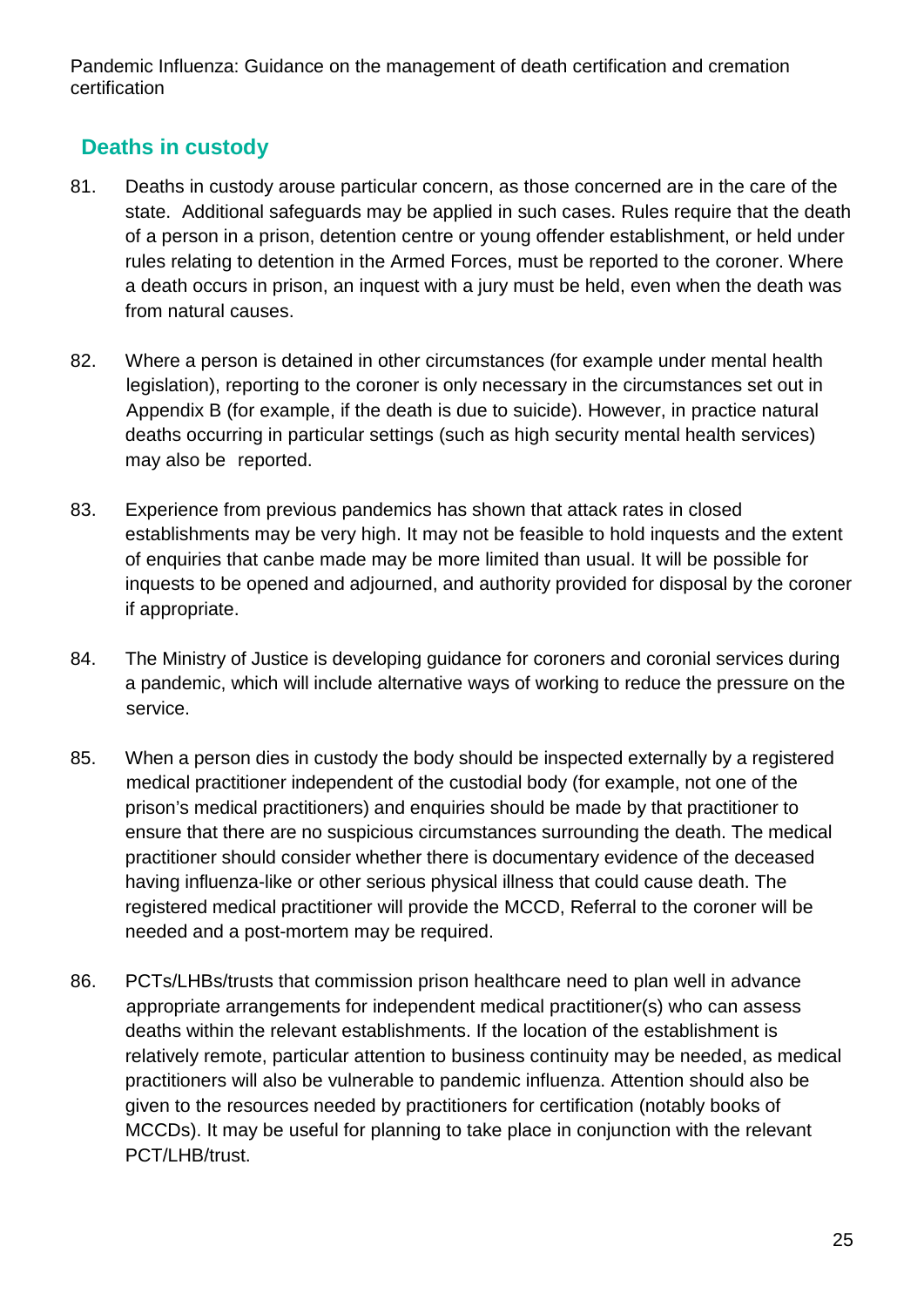## Deaths in custody

81. Deaths in custody arouse particular concern, as those concerned are in the care of the state. Additional safeguards may be applied in such cases. Rules require that the death of a person in a prison, detention centre or young offender establishment, or held under rules relating to detention in the Armed Forces, must be reported to the coroner. Where a death occurs in prison, an inquest with a jury must be held, even when the death was from natural causes.

82. Where a person is detained in other circumstances (for example under mental health legislation), reporting to the coroner is only necessary in the circumstances set out in Appendix B (for example, if the death is due to suicide). However, in practice natural deaths occurring in particular settings (such as high security mental health services) may also be reported.

83. Experience from previous pandemics has shown that attack rates in closed establishments may be very high. It may not be feasible to hold inquests and the extent of enquiries that canbe made may be more limited than usual. It will be possible for inquests to be opened and adjourned, and authority provided for disposal by the coroner if appropriate.

84. The Ministry of Justice is developing guidance for coroners and coronial services during a pandemic, which will include alternative ways of working to reduce the pressure on the service.

85. When a person dies in custody the body should be inspected externally by a registered medical practitioner independent of the custodial body (for example, not one of the prison's medical practitioners) and enquiries should be made by that practitioner to ensure that there are no suspicious circumstances surrounding the death. The medical practitioner should consider whether there is documentary evidence of the deceased having influenza-like or other serious physical illness that could cause death. The registered medical practitioner will provide the MCCD, Referral to the coroner will be needed and a post-mortem may be required.

86. PCTs/LHBs/trusts that commission prison healthcare need to plan well in advance appropriate arrangements for independent medical practitioner(s) who can assess deaths within the relevant establishments. If the location of the establishment is relatively remote, particular attention to business continuity may be needed, as medical practitioners will also be vulnerable to pandemic influenza. Attention should also be given to the resources needed by practitioners for certification (notably books of MCCDs). It may be useful for planning to take place in conjunction with the relevant PCT/LHB/trust.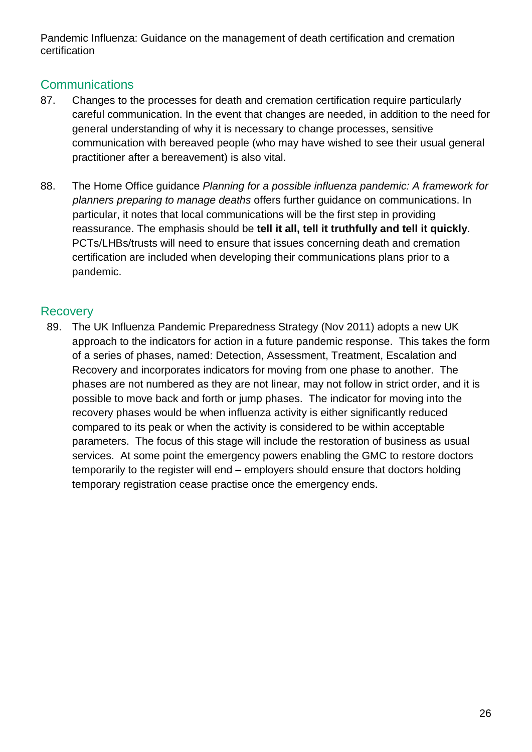## Communications

87. Changes to the processes for death and cremation certification require particularly careful communication. In the event that changes are needed, in addition to the need for general understanding of why it is necessary to change processes, sensitive communication with bereaved people (who may have wished to see their usual general practitioner after a bereavement) is also vital.

88. The Home Office guidance *Planning for a possible influenza pandemic: A framework for planners preparing to manage deaths* offers further guidance on communications. In particular, it notes that local communications will be the first step in providing reassurance. The emphasis should be **tell it all, tell it truthfully and tell it quickly**. PCTs/LHBs/trusts will need to ensure that issues concerning death and cremation certification are included when developing their communications plans prior to a pandemic.

## Recovery

89. The UK Influenza Pandemic Preparedness Strategy (Nov 2011) adopts a new UK approach to the indicators for action in a future pandemic response. This takes the form of a series of phases, named: Detection, Assessment, Treatment, Escalation and Recovery and incorporates indicators for moving from one phase to another. The phases are not numbered as they are not linear, may not follow in strict order, and it is possible to move back and forth or jump phases. The indicator for moving into the recovery phases would be when influenza activity is either significantly reduced compared to its peak or when the activity is considered to be within acceptable parameters. The focus of this stage will include the restoration of business as usual services. At some point the emergency powers enabling the GMC to restore doctors temporarily to the register will end – employers should ensure that doctors holding temporary registration cease practise once the emergency ends.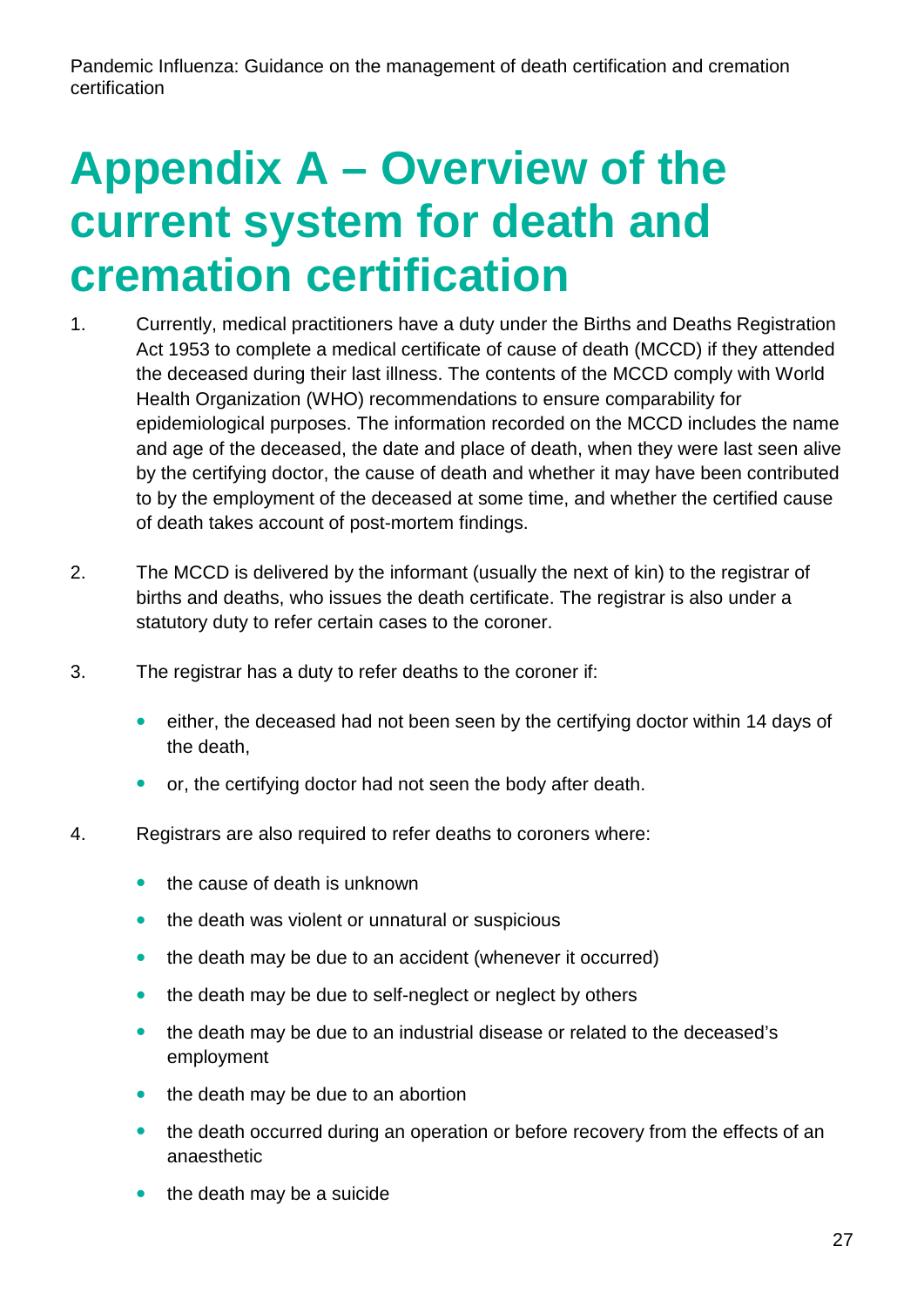# Appendix A – Overview of the current system for death and cremation certification

1. Currently, medical practitioners have a duty under the Births and Deaths Registration Act 1953 to complete a medical certificate of cause of death (MCCD) if they attended the deceased during their last illness. The contents of the MCCD comply with World Health Organization (WHO) recommendations to ensure comparability for epidemiological purposes. The information recorded on the MCCD includes the name and age of the deceased, the date and place of death, when they were last seen alive by the certifying doctor, the cause of death and whether it may have been contributed to by the employment of the deceased at some time, and whether the certified cause of death takes account of post-mortem findings.

2. The MCCD is delivered by the informant (usually the next of kin) to the registrar of births and deaths, who issues the death certificate. The registrar is also under a statutory duty to refer certain cases to the coroner.

3. The registrar has a duty to refer deaths to the coroner if:

   - either, the deceased had not been seen by the certifying doctor within 14 days of the death,
   - or, the certifying doctor had not seen the body after death.

4. Registrars are also required to refer deaths to coroners where:

   - the cause of death is unknown
   - the death was violent or unnatural or suspicious
   - the death may be due to an accident (whenever it occurred)
   - the death may be due to self-neglect or neglect by others
   - the death may be due to an industrial disease or related to the deceased's employment
   - the death may be due to an abortion
   - the death occurred during an operation or before recovery from the effects of an anaesthetic
   - the death may be a suicide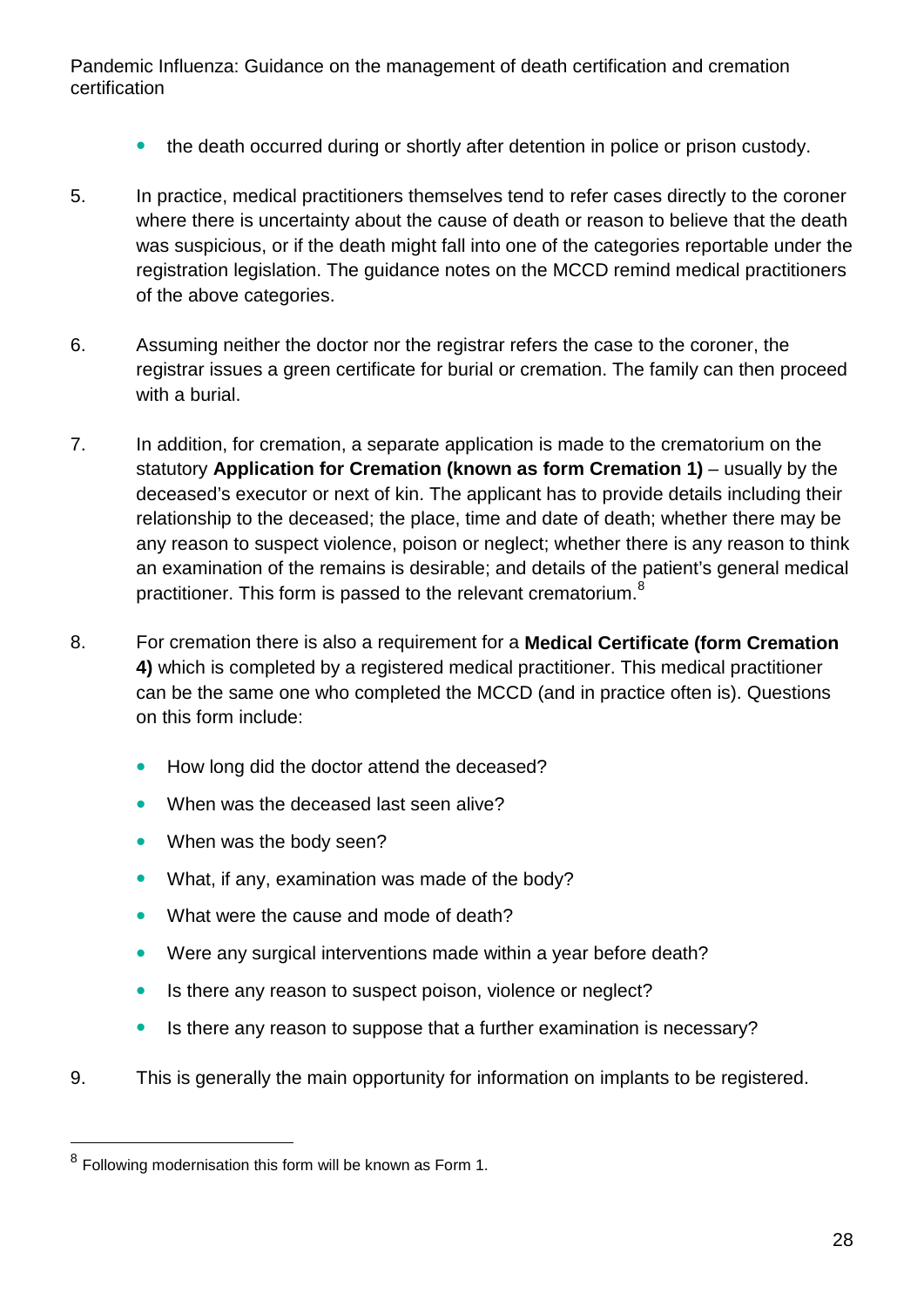- the death occurred during or shortly after detention in police or prison custody.

5. In practice, medical practitioners themselves tend to refer cases directly to the coroner where there is uncertainty about the cause of death or reason to believe that the death was suspicious, or if the death might fall into one of the categories reportable under the registration legislation. The guidance notes on the MCCD remind medical practitioners of the above categories.

6. Assuming neither the doctor nor the registrar refers the case to the coroner, the registrar issues a green certificate for burial or cremation. The family can then proceed with a burial.

7. In addition, for cremation, a separate application is made to the crematorium on the statutory **Application for Cremation (known as form Cremation 1)** – usually by the deceased's executor or next of kin. The applicant has to provide details including their relationship to the deceased; the place, time and date of death; whether there may be any reason to suspect violence, poison or neglect; whether there is any reason to think an examination of the remains is desirable; and details of the patient's general medical practitioner. This form is passed to the relevant crematorium.[8]

8. For cremation there is also a requirement for a **Medical Certificate (form Cremation 4)** which is completed by a registered medical practitioner. This medical practitioner can be the same one who completed the MCCD (and in practice often is). Questions on this form include:

   - How long did the doctor attend the deceased?
   - When was the deceased last seen alive?
   - When was the body seen?
   - What, if any, examination was made of the body?
   - What were the cause and mode of death?
   - Were any surgical interventions made within a year before death?
   - Is there any reason to suspect poison, violence or neglect?
   - Is there any reason to suppose that a further examination is necessary?

9. This is generally the main opportunity for information on implants to be registered.

[8] Following modernisation this form will be known as Form 1.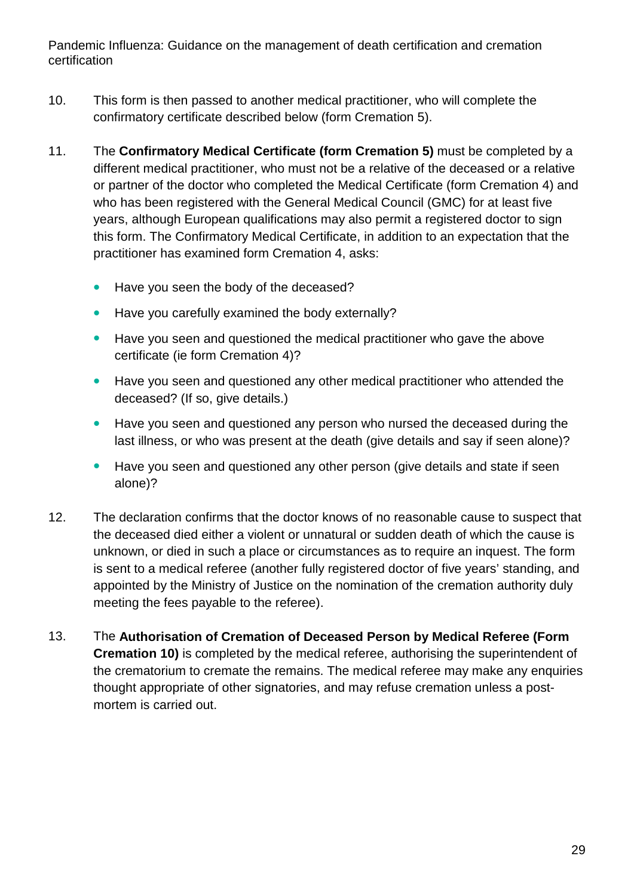10. This form is then passed to another medical practitioner, who will complete the confirmatory certificate described below (form Cremation 5).

11. The **Confirmatory Medical Certificate (form Cremation 5)** must be completed by a different medical practitioner, who must not be a relative of the deceased or a relative or partner of the doctor who completed the Medical Certificate (form Cremation 4) and who has been registered with the General Medical Council (GMC) for at least five years, although European qualifications may also permit a registered doctor to sign this form. The Confirmatory Medical Certificate, in addition to an expectation that the practitioner has examined form Cremation 4, asks:

    - Have you seen the body of the deceased?
    - Have you carefully examined the body externally?
    - Have you seen and questioned the medical practitioner who gave the above certificate (ie form Cremation 4)?
    - Have you seen and questioned any other medical practitioner who attended the deceased? (If so, give details.)
    - Have you seen and questioned any person who nursed the deceased during the last illness, or who was present at the death (give details and say if seen alone)?
    - Have you seen and questioned any other person (give details and state if seen alone)?

12. The declaration confirms that the doctor knows of no reasonable cause to suspect that the deceased died either a violent or unnatural or sudden death of which the cause is unknown, or died in such a place or circumstances as to require an inquest. The form is sent to a medical referee (another fully registered doctor of five years' standing, and appointed by the Ministry of Justice on the nomination of the cremation authority duly meeting the fees payable to the referee).

13. The **Authorisation of Cremation of Deceased Person by Medical Referee (Form Cremation 10)** is completed by the medical referee, authorising the superintendent of the crematorium to cremate the remains. The medical referee may make any enquiries thought appropriate of other signatories, and may refuse cremation unless a post-mortem is carried out.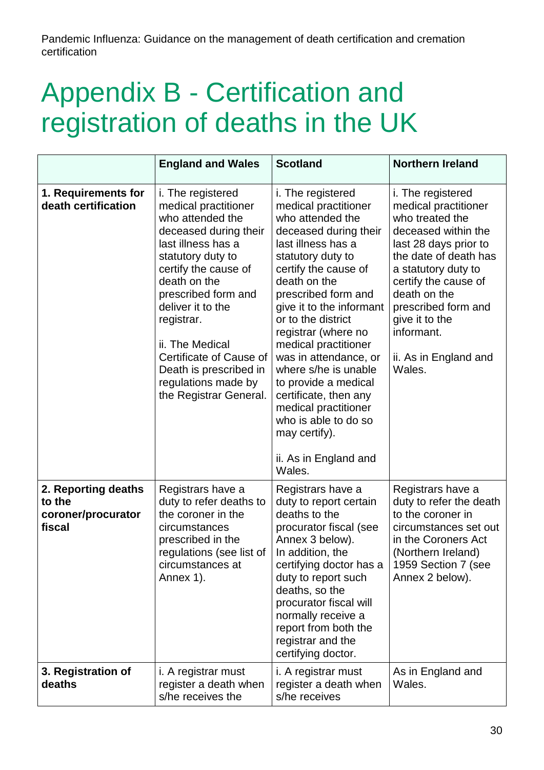# Appendix B - Certification and registration of deaths in the UK

| | England and Wales | Scotland | Northern Ireland |
|---|---|---|---|
| **1. Requirements for death certification** | i. The registered medical practitioner who attended the deceased during their last illness has a statutory duty to certify the cause of death on the prescribed form and deliver it to the registrar.<br><br>ii. The Medical Certificate of Cause of Death is prescribed in regulations made by the Registrar General. | i. The registered medical practitioner who attended the deceased during their last illness has a statutory duty to certify the cause of death on the prescribed form and give it to the informant or to the district registrar (where no medical practitioner was in attendance, or where s/he is unable to provide a medical certificate, then any medical practitioner who is able to do so may certify).<br><br>ii. As in England and Wales. | i. The registered medical practitioner who treated the deceased within the last 28 days prior to the date of death has a statutory duty to certify the cause of death on the prescribed form and give it to the informant.<br><br>ii. As in England and Wales. |
| **2. Reporting deaths to the coroner/procurator fiscal** | Registrars have a duty to refer deaths to the coroner in the circumstances prescribed in the regulations (see list of circumstances at Annex 1). | Registrars have a duty to report certain deaths to the procurator fiscal (see Annex 3 below). In addition, the certifying doctor has a duty to report such deaths, so the procurator fiscal will normally receive a report from both the registrar and the certifying doctor. | Registrars have a duty to refer the death to the coroner in circumstances set out in the Coroners Act (Northern Ireland) 1959 Section 7 (see Annex 2 below). |
| **3. Registration of deaths** | i. A registrar must register a death when s/he receives the | i. A registrar must register a death when s/he receives | As in England and Wales. |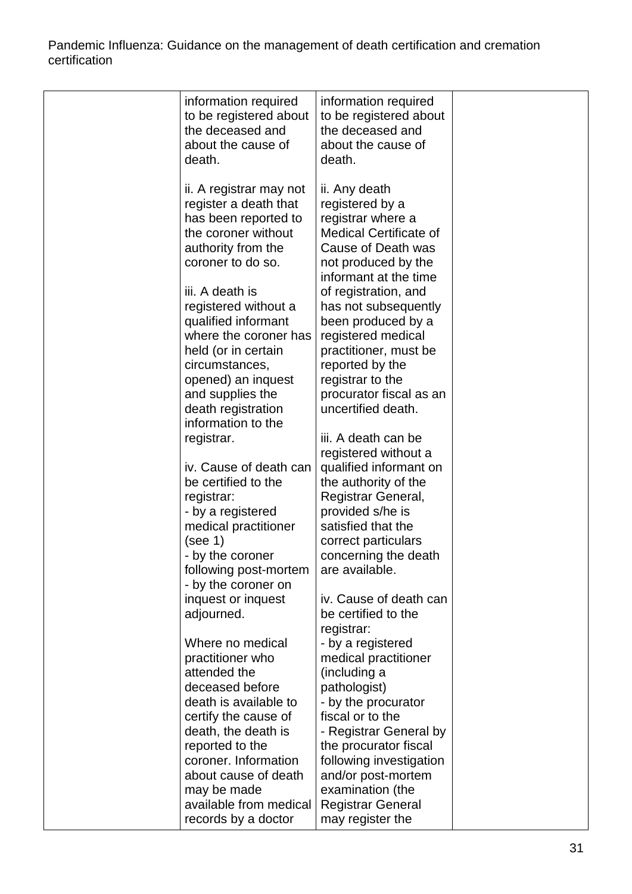| | | | |
|---|---|---|---|
| | information required to be registered about the deceased and about the cause of death.<br><br>ii. A registrar may not register a death that has been reported to the coroner without authority from the coroner to do so.<br><br>iii. A death is registered without a qualified informant where the coroner has held (or in certain circumstances, opened) an inquest and supplies the death registration information to the registrar.<br><br>iv. Cause of death can be certified to the registrar:<br>- by a registered medical practitioner (see 1)<br>- by the coroner following post-mortem<br>- by the coroner on inquest or inquest adjourned.<br><br>Where no medical practitioner who attended the deceased before death is available to certify the cause of death, the death is reported to the coroner. Information about cause of death may be made available from medical records by a doctor | information required to be registered about the deceased and about the cause of death.<br><br>ii. Any death registered by a registrar where a Medical Certificate of Cause of Death was not produced by the informant at the time of registration, and has not subsequently been produced by a registered medical practitioner, must be reported by the registrar to the procurator fiscal as an uncertified death.<br><br>iii. A death can be registered without a qualified informant on the authority of the Registrar General, provided s/he is satisfied that the correct particulars concerning the death are available.<br><br>iv. Cause of death can be certified to the registrar:<br>- by a registered medical practitioner (including a pathologist)<br>- by the procurator fiscal or to the<br>- Registrar General by the procurator fiscal following investigation and/or post-mortem examination (the Registrar General may register the | |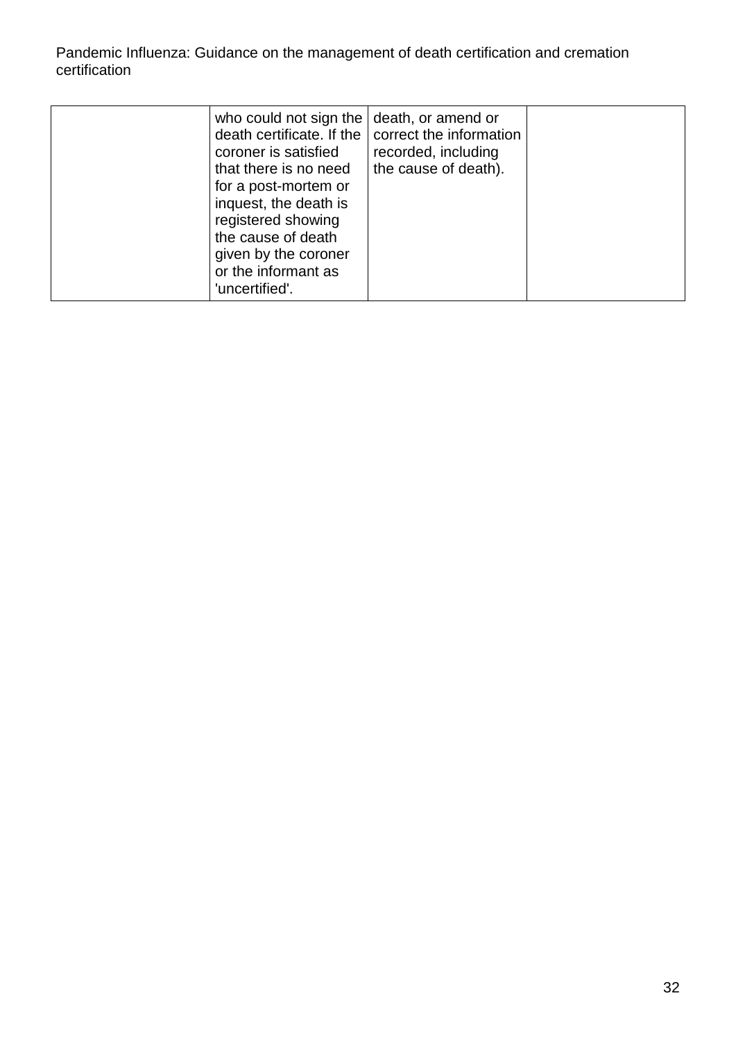| | | | |
|---|---|---|---|
| | who could not sign the death certificate. If the coroner is satisfied that there is no need for a post-mortem or inquest, the death is registered showing the cause of death given by the coroner or the informant as 'uncertified'. | death, or amend or correct the information recorded, including the cause of death). | |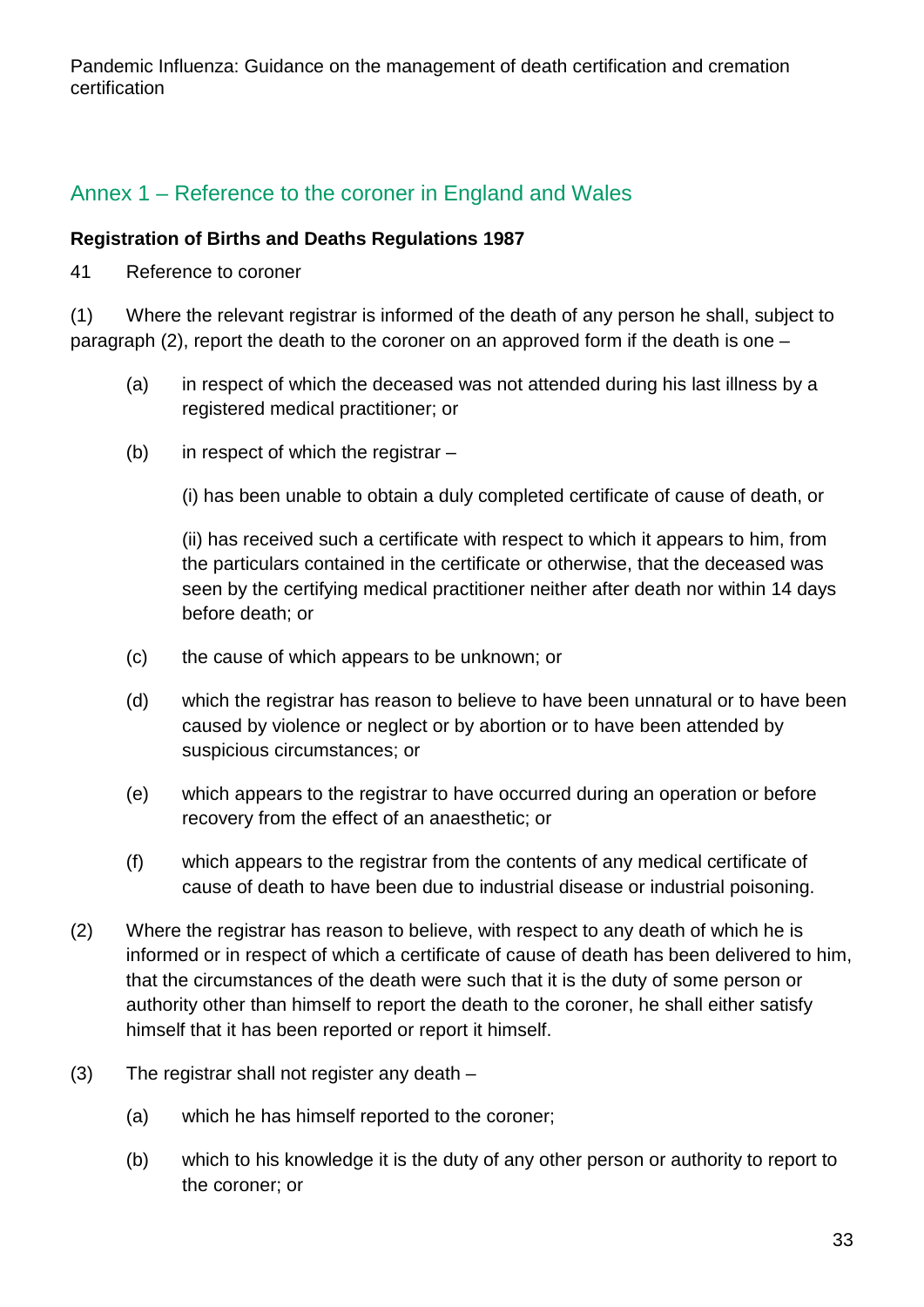## Annex 1 – Reference to the coroner in England and Wales

**Registration of Births and Deaths Regulations 1987**

41 Reference to coroner

(1) Where the relevant registrar is informed of the death of any person he shall, subject to paragraph (2), report the death to the coroner on an approved form if the death is one –

- (a) in respect of which the deceased was not attended during his last illness by a registered medical practitioner; or
- (b) in respect of which the registrar –

  (i) has been unable to obtain a duly completed certificate of cause of death, or

  (ii) has received such a certificate with respect to which it appears to him, from the particulars contained in the certificate or otherwise, that the deceased was seen by the certifying medical practitioner neither after death nor within 14 days before death; or
- (c) the cause of which appears to be unknown; or
- (d) which the registrar has reason to believe to have been unnatural or to have been caused by violence or neglect or by abortion or to have been attended by suspicious circumstances; or
- (e) which appears to the registrar to have occurred during an operation or before recovery from the effect of an anaesthetic; or
- (f) which appears to the registrar from the contents of any medical certificate of cause of death to have been due to industrial disease or industrial poisoning.

(2) Where the registrar has reason to believe, with respect to any death of which he is informed or in respect of which a certificate of cause of death has been delivered to him, that the circumstances of the death were such that it is the duty of some person or authority other than himself to report the death to the coroner, he shall either satisfy himself that it has been reported or report it himself.

(3) The registrar shall not register any death –

- (a) which he has himself reported to the coroner;
- (b) which to his knowledge it is the duty of any other person or authority to report to the coroner; or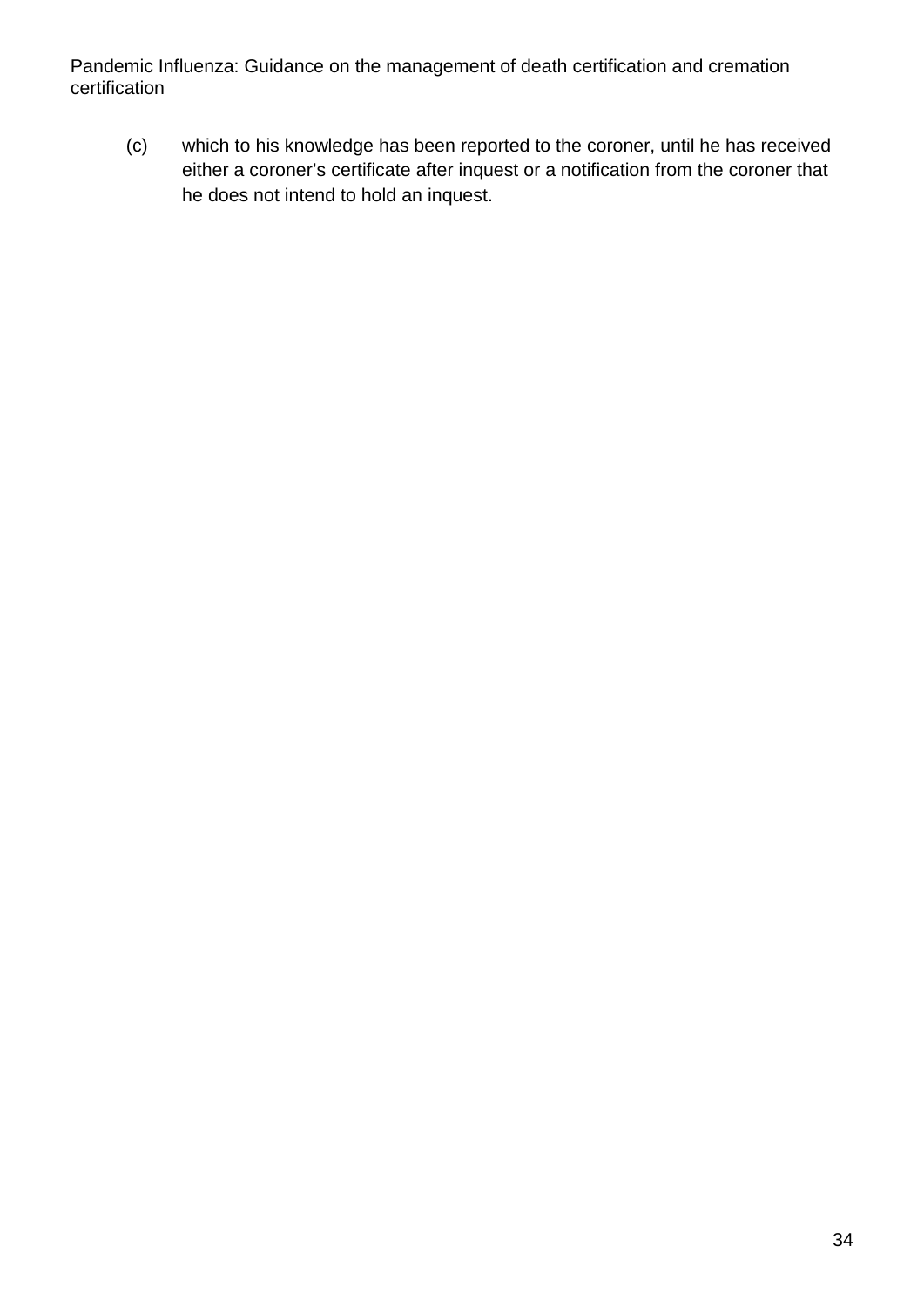(c) which to his knowledge has been reported to the coroner, until he has received either a coroner's certificate after inquest or a notification from the coroner that he does not intend to hold an inquest.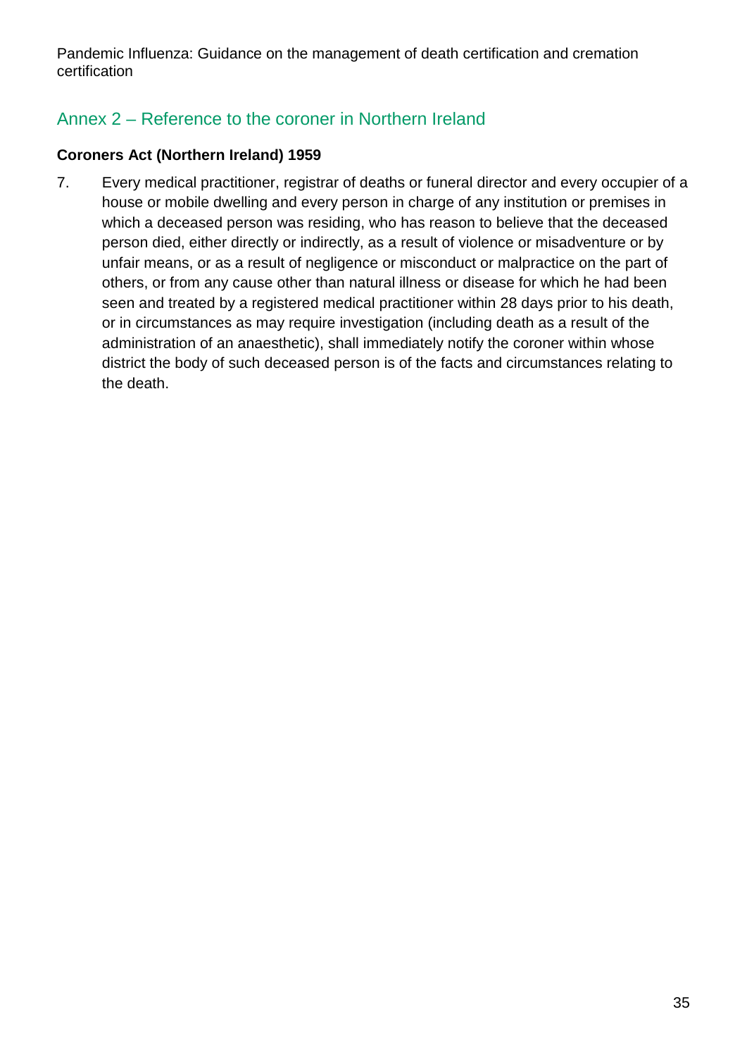## Annex 2 – Reference to the coroner in Northern Ireland

**Coroners Act (Northern Ireland) 1959**

7. Every medical practitioner, registrar of deaths or funeral director and every occupier of a house or mobile dwelling and every person in charge of any institution or premises in which a deceased person was residing, who has reason to believe that the deceased person died, either directly or indirectly, as a result of violence or misadventure or by unfair means, or as a result of negligence or misconduct or malpractice on the part of others, or from any cause other than natural illness or disease for which he had been seen and treated by a registered medical practitioner within 28 days prior to his death, or in circumstances as may require investigation (including death as a result of the administration of an anaesthetic), shall immediately notify the coroner within whose district the body of such deceased person is of the facts and circumstances relating to the death.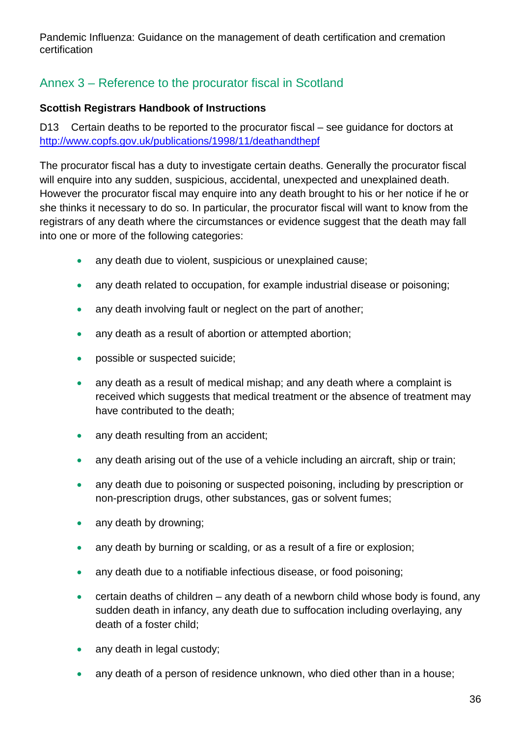## Annex 3 – Reference to the procurator fiscal in Scotland

**Scottish Registrars Handbook of Instructions**

D13 Certain deaths to be reported to the procurator fiscal – see guidance for doctors at [http://www.copfs.gov.uk/publications/1998/11/deathandthepf](http://www.copfs.gov.uk/publications/1998/11/deathandthepf)

The procurator fiscal has a duty to investigate certain deaths. Generally the procurator fiscal will enquire into any sudden, suspicious, accidental, unexpected and unexplained death. However the procurator fiscal may enquire into any death brought to his or her notice if he or she thinks it necessary to do so. In particular, the procurator fiscal will want to know from the registrars of any death where the circumstances or evidence suggest that the death may fall into one or more of the following categories:

- any death due to violent, suspicious or unexplained cause;
- any death related to occupation, for example industrial disease or poisoning;
- any death involving fault or neglect on the part of another;
- any death as a result of abortion or attempted abortion;
- possible or suspected suicide;
- any death as a result of medical mishap; and any death where a complaint is received which suggests that medical treatment or the absence of treatment may have contributed to the death;
- any death resulting from an accident;
- any death arising out of the use of a vehicle including an aircraft, ship or train;
- any death due to poisoning or suspected poisoning, including by prescription or non-prescription drugs, other substances, gas or solvent fumes;
- any death by drowning;
- any death by burning or scalding, or as a result of a fire or explosion;
- any death due to a notifiable infectious disease, or food poisoning;
- certain deaths of children – any death of a newborn child whose body is found, any sudden death in infancy, any death due to suffocation including overlaying, any death of a foster child;
- any death in legal custody;
- any death of a person of residence unknown, who died other than in a house;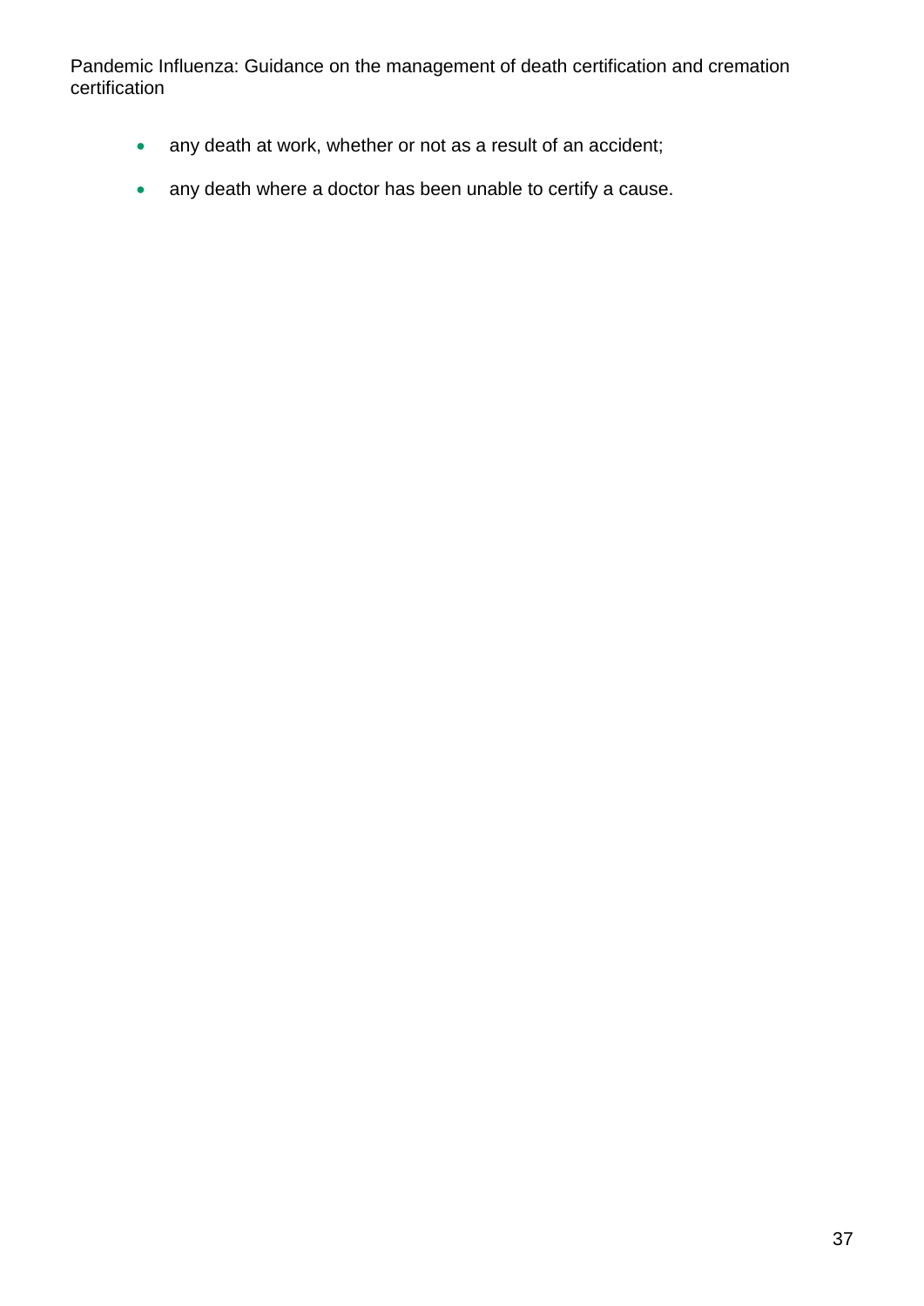- any death at work, whether or not as a result of an accident;
- any death where a doctor has been unable to certify a cause.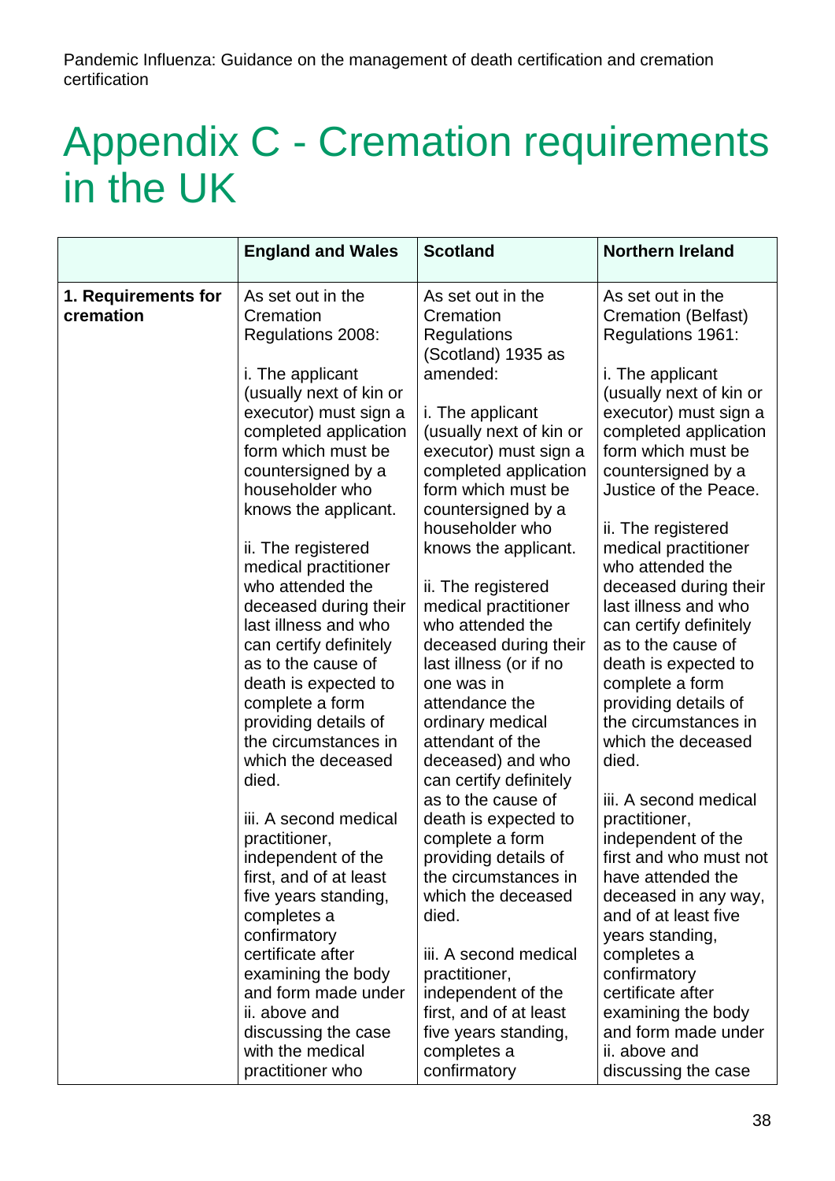# Appendix C - Cremation requirements in the UK

| | England and Wales | Scotland | Northern Ireland |
|---|---|---|---|
| **1. Requirements for cremation** | As set out in the Cremation Regulations 2008:<br><br>i. The applicant (usually next of kin or executor) must sign a completed application form which must be countersigned by a householder who knows the applicant.<br><br>ii. The registered medical practitioner who attended the deceased during their last illness and who can certify definitely as to the cause of death is expected to complete a form providing details of the circumstances in which the deceased died.<br><br>iii. A second medical practitioner, independent of the first, and of at least five years standing, completes a confirmatory certificate after examining the body and form made under ii. above and discussing the case with the medical practitioner who | As set out in the Cremation Regulations (Scotland) 1935 as amended:<br><br>i. The applicant (usually next of kin or executor) must sign a completed application form which must be countersigned by a householder who knows the applicant.<br><br>ii. The registered medical practitioner who attended the deceased during their last illness (or if no one was in attendance the ordinary medical attendant of the deceased) and who can certify definitely as to the cause of death is expected to complete a form providing details of the circumstances in which the deceased died.<br><br>iii. A second medical practitioner, independent of the first, and of at least five years standing, completes a confirmatory | As set out in the Cremation (Belfast) Regulations 1961:<br><br>i. The applicant (usually next of kin or executor) must sign a completed application form which must be countersigned by a Justice of the Peace.<br><br>ii. The registered medical practitioner who attended the deceased during their last illness and who can certify definitely as to the cause of death is expected to complete a form providing details of the circumstances in which the deceased died.<br><br>iii. A second medical practitioner, independent of the first and who must not have attended the deceased in any way, and of at least five years standing, completes a confirmatory certificate after examining the body and form made under ii. above and discussing the case |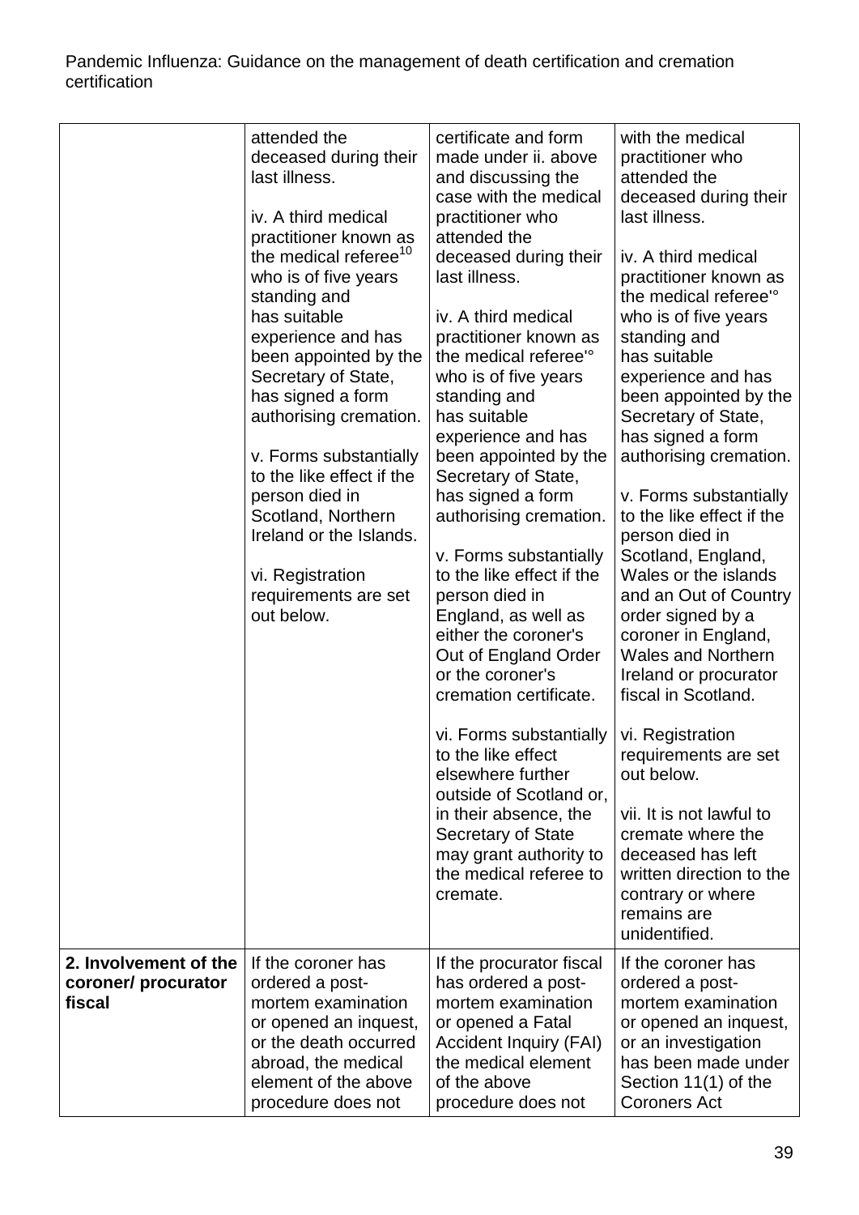| | | | |
|---|---|---|---|
| | attended the deceased during their last illness.<br><br>iv. A third medical practitioner known as the medical referee[10] who is of five years standing and has suitable experience and has been appointed by the Secretary of State, has signed a form authorising cremation.<br><br>v. Forms substantially to the like effect if the person died in Scotland, Northern Ireland or the Islands.<br><br>vi. Registration requirements are set out below. | certificate and form made under ii. above and discussing the case with the medical practitioner who attended the deceased during their last illness.<br><br>iv. A third medical practitioner known as the medical referee'° who is of five years standing and has suitable experience and has been appointed by the Secretary of State, has signed a form authorising cremation.<br><br>v. Forms substantially to the like effect if the person died in England, as well as either the coroner's Out of England Order or the coroner's cremation certificate.<br><br>vi. Forms substantially to the like effect elsewhere further outside of Scotland or, in their absence, the Secretary of State may grant authority to the medical referee to cremate. | with the medical practitioner who attended the deceased during their last illness.<br><br>iv. A third medical practitioner known as the medical referee'° who is of five years standing and has suitable experience and has been appointed by the Secretary of State, has signed a form authorising cremation.<br><br>v. Forms substantially to the like effect if the person died in Scotland, England, Wales or the islands and an Out of Country order signed by a coroner in England, Wales and Northern Ireland or procurator fiscal in Scotland.<br><br>vi. Registration requirements are set out below.<br><br>vii. It is not lawful to cremate where the deceased has left written direction to the contrary or where remains are unidentified. |
| **2. Involvement of the coroner/ procurator fiscal** | If the coroner has ordered a post-mortem examination or opened an inquest, or the death occurred abroad, the medical element of the above procedure does not | If the procurator fiscal has ordered a post-mortem examination or opened a Fatal Accident Inquiry (FAI) the medical element of the above procedure does not | If the coroner has ordered a post-mortem examination or opened an inquest, or an investigation has been made under Section 11(1) of the Coroners Act |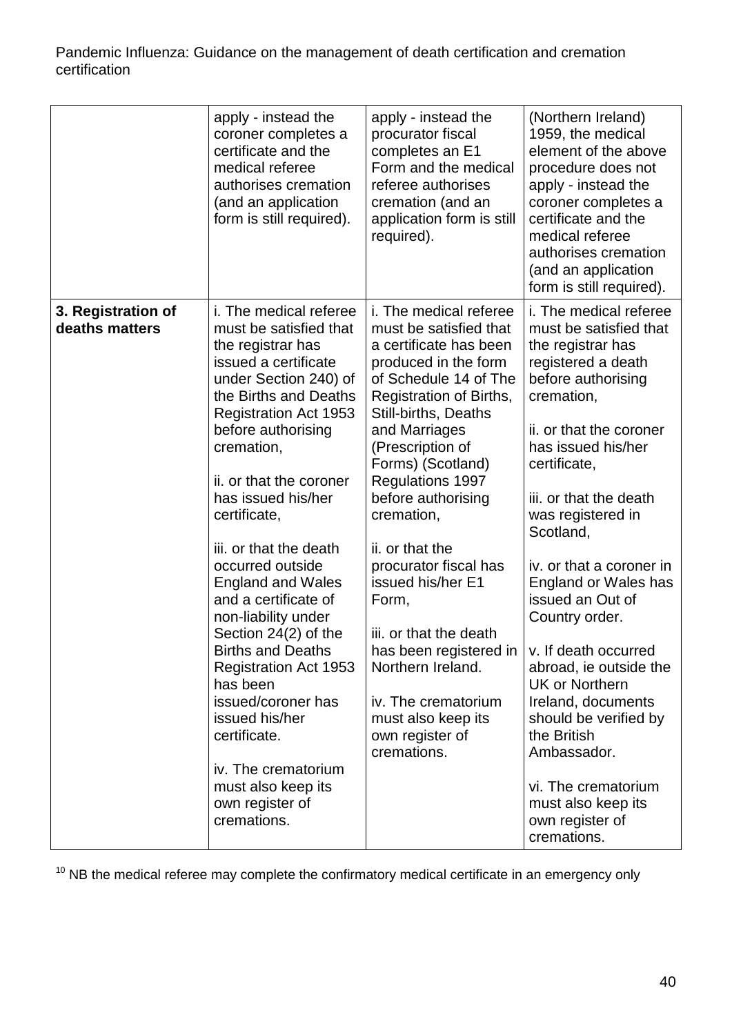| | | | |
|---|---|---|---|
| | apply - instead the coroner completes a certificate and the medical referee authorises cremation (and an application form is still required). | apply - instead the procurator fiscal completes an E1 Form and the medical referee authorises cremation (and an application form is still required). | (Northern Ireland) 1959, the medical element of the above procedure does not apply - instead the coroner completes a certificate and the medical referee authorises cremation (and an application form is still required). |
| **3. Registration of deaths matters** | i. The medical referee must be satisfied that the registrar has issued a certificate under Section 240) of the Births and Deaths Registration Act 1953 before authorising cremation,<br><br>ii. or that the coroner has issued his/her certificate,<br><br>iii. or that the death occurred outside England and Wales and a certificate of non-liability under Section 24(2) of the Births and Deaths Registration Act 1953 has been issued/coroner has issued his/her certificate.<br><br>iv. The crematorium must also keep its own register of cremations. | i. The medical referee must be satisfied that a certificate has been produced in the form of Schedule 14 of The Registration of Births, Still-births, Deaths and Marriages (Prescription of Forms) (Scotland) Regulations 1997 before authorising cremation,<br><br>ii. or that the procurator fiscal has issued his/her E1 Form,<br><br>iii. or that the death has been registered in Northern Ireland.<br><br>iv. The crematorium must also keep its own register of cremations. | i. The medical referee must be satisfied that the registrar has registered a death before authorising cremation,<br><br>ii. or that the coroner has issued his/her certificate,<br><br>iii. or that the death was registered in Scotland,<br><br>iv. or that a coroner in England or Wales has issued an Out of Country order.<br><br>v. If death occurred abroad, ie outside the UK or Northern Ireland, documents should be verified by the British Ambassador.<br><br>vi. The crematorium must also keep its own register of cremations. |

[10] NB the medical referee may complete the confirmatory medical certificate in an emergency only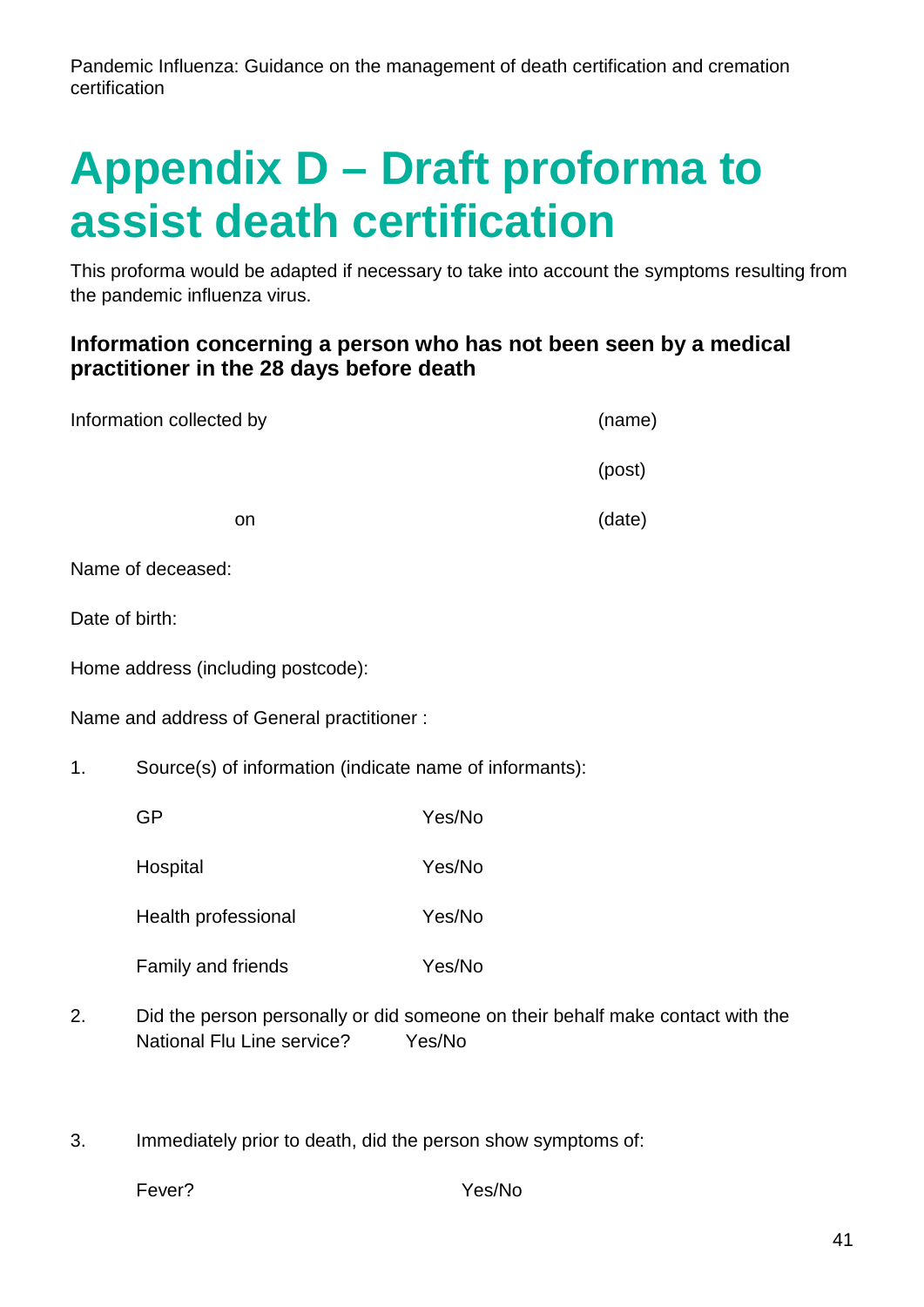# Appendix D – Draft proforma to assist death certification

This proforma would be adapted if necessary to take into account the symptoms resulting from the pandemic influenza virus.

### Information concerning a person who has not been seen by a medical practitioner in the 28 days before death

Information collected by (name)

(post)

on (date)

Name of deceased:

Date of birth:

Home address (including postcode):

Name and address of General practitioner :

1. Source(s) of information (indicate name of informants):

| | |
|---|---|
| GP | Yes/No |
| Hospital | Yes/No |
| Health professional | Yes/No |
| Family and friends | Yes/No |

2. Did the person personally or did someone on their behalf make contact with the National Flu Line service? Yes/No

3. Immediately prior to death, did the person show symptoms of:

| | |
|---|---|
| Fever? | Yes/No |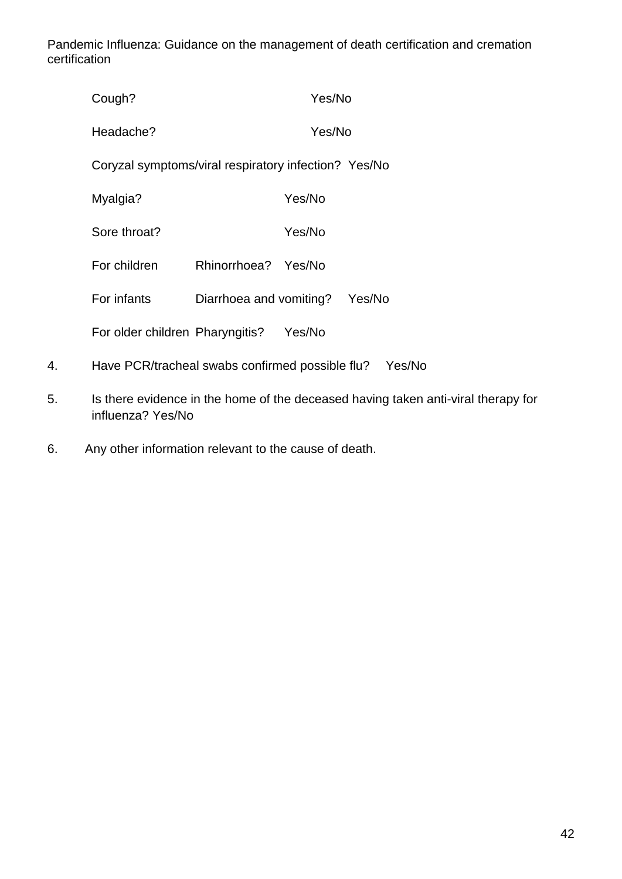Cough? Yes/No

Headache? Yes/No

Coryzal symptoms/viral respiratory infection? Yes/No

Myalgia? Yes/No

Sore throat? Yes/No

For children Rhinorrhoea? Yes/No

For infants Diarrhoea and vomiting? Yes/No

For older children Pharyngitis? Yes/No

4. Have PCR/tracheal swabs confirmed possible flu? Yes/No

5. Is there evidence in the home of the deceased having taken anti-viral therapy for influenza? Yes/No

6. Any other information relevant to the cause of death.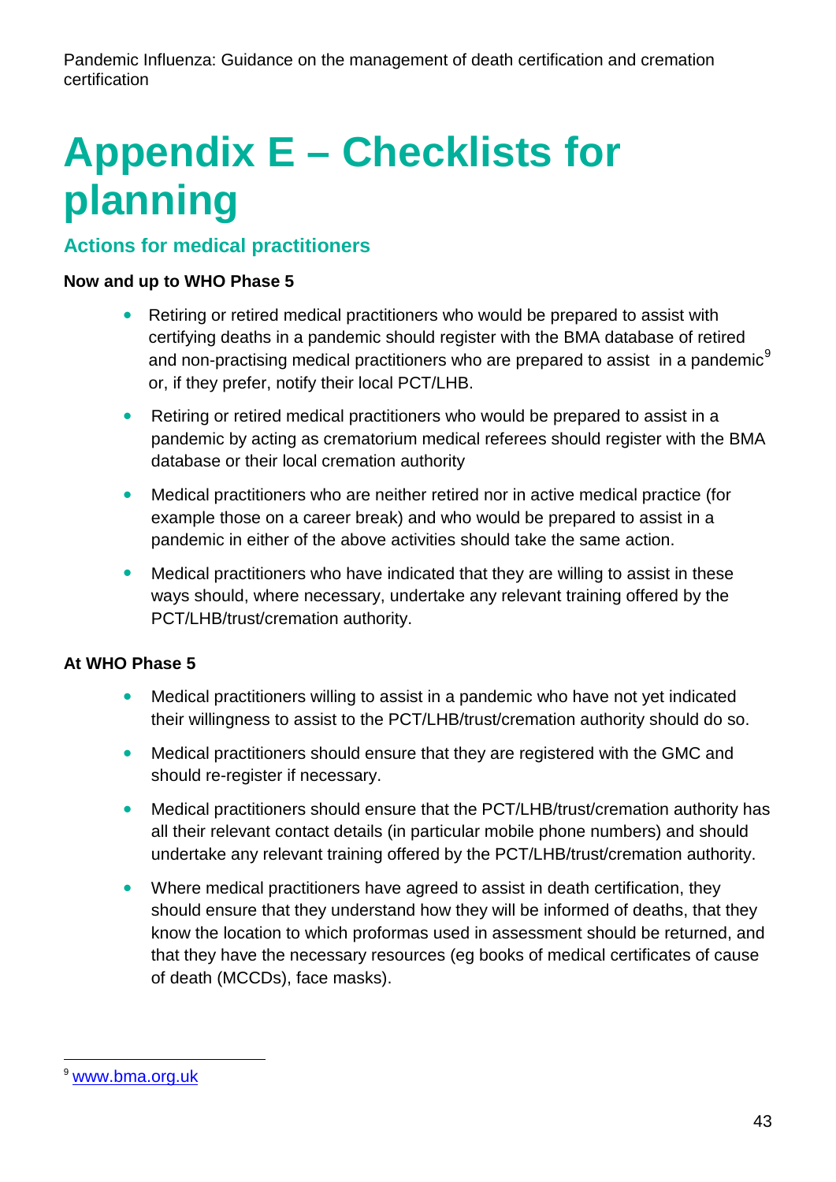# Appendix E – Checklists for planning

## Actions for medical practitioners

**Now and up to WHO Phase 5**

- Retiring or retired medical practitioners who would be prepared to assist with certifying deaths in a pandemic should register with the BMA database of retired and non-practising medical practitioners who are prepared to assist in a pandemic[9] or, if they prefer, notify their local PCT/LHB.
- Retiring or retired medical practitioners who would be prepared to assist in a pandemic by acting as crematorium medical referees should register with the BMA database or their local cremation authority
- Medical practitioners who are neither retired nor in active medical practice (for example those on a career break) and who would be prepared to assist in a pandemic in either of the above activities should take the same action.
- Medical practitioners who have indicated that they are willing to assist in these ways should, where necessary, undertake any relevant training offered by the PCT/LHB/trust/cremation authority.

**At WHO Phase 5**

- Medical practitioners willing to assist in a pandemic who have not yet indicated their willingness to assist to the PCT/LHB/trust/cremation authority should do so.
- Medical practitioners should ensure that they are registered with the GMC and should re-register if necessary.
- Medical practitioners should ensure that the PCT/LHB/trust/cremation authority has all their relevant contact details (in particular mobile phone numbers) and should undertake any relevant training offered by the PCT/LHB/trust/cremation authority.
- Where medical practitioners have agreed to assist in death certification, they should ensure that they understand how they will be informed of deaths, that they know the location to which proformas used in assessment should be returned, and that they have the necessary resources (eg books of medical certificates of cause of death (MCCDs), face masks).

[9] www.bma.org.uk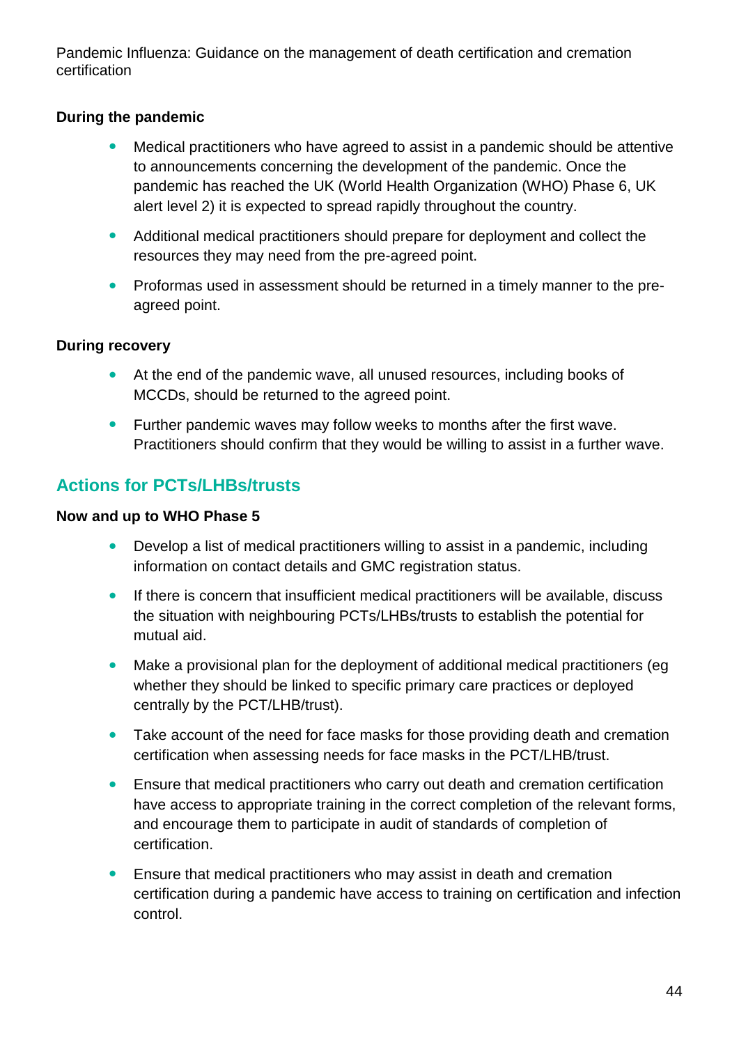**During the pandemic**

- Medical practitioners who have agreed to assist in a pandemic should be attentive to announcements concerning the development of the pandemic. Once the pandemic has reached the UK (World Health Organization (WHO) Phase 6, UK alert level 2) it is expected to spread rapidly throughout the country.
- Additional medical practitioners should prepare for deployment and collect the resources they may need from the pre-agreed point.
- Proformas used in assessment should be returned in a timely manner to the pre-agreed point.

**During recovery**

- At the end of the pandemic wave, all unused resources, including books of MCCDs, should be returned to the agreed point.
- Further pandemic waves may follow weeks to months after the first wave. Practitioners should confirm that they would be willing to assist in a further wave.

## Actions for PCTs/LHBs/trusts

**Now and up to WHO Phase 5**

- Develop a list of medical practitioners willing to assist in a pandemic, including information on contact details and GMC registration status.
- If there is concern that insufficient medical practitioners will be available, discuss the situation with neighbouring PCTs/LHBs/trusts to establish the potential for mutual aid.
- Make a provisional plan for the deployment of additional medical practitioners (eg whether they should be linked to specific primary care practices or deployed centrally by the PCT/LHB/trust).
- Take account of the need for face masks for those providing death and cremation certification when assessing needs for face masks in the PCT/LHB/trust.
- Ensure that medical practitioners who carry out death and cremation certification have access to appropriate training in the correct completion of the relevant forms, and encourage them to participate in audit of standards of completion of certification.
- Ensure that medical practitioners who may assist in death and cremation certification during a pandemic have access to training on certification and infection control.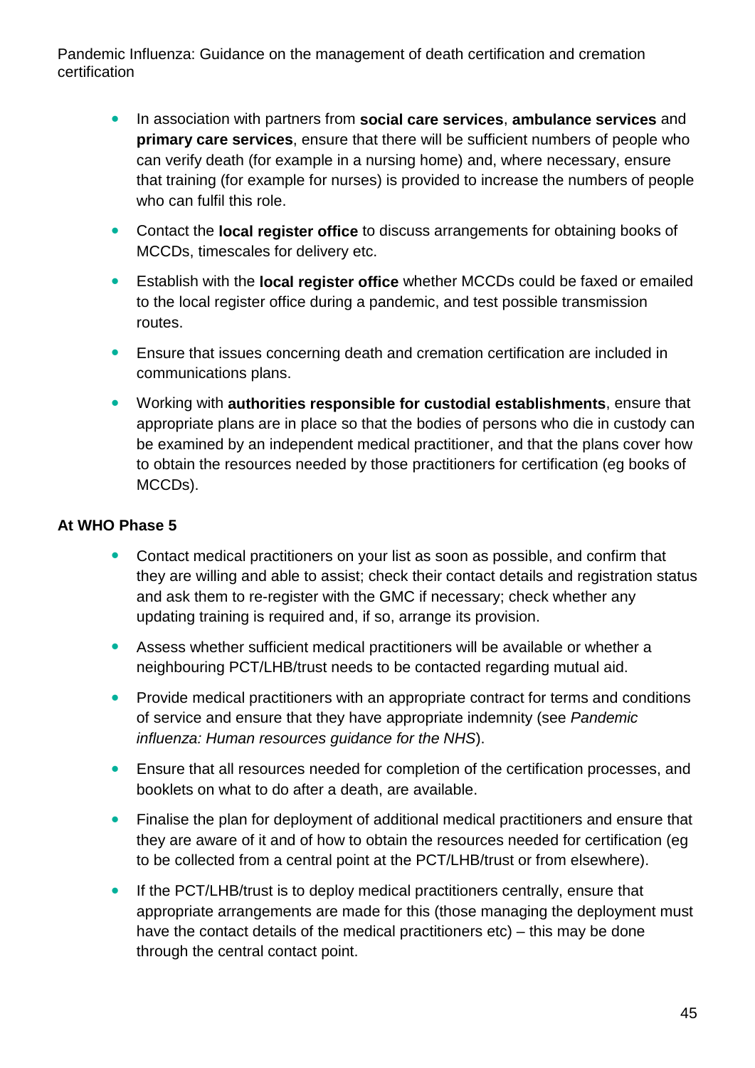- In association with partners from **social care services**, **ambulance services** and **primary care services**, ensure that there will be sufficient numbers of people who can verify death (for example in a nursing home) and, where necessary, ensure that training (for example for nurses) is provided to increase the numbers of people who can fulfil this role.
- Contact the **local register office** to discuss arrangements for obtaining books of MCCDs, timescales for delivery etc.
- Establish with the **local register office** whether MCCDs could be faxed or emailed to the local register office during a pandemic, and test possible transmission routes.
- Ensure that issues concerning death and cremation certification are included in communications plans.
- Working with **authorities responsible for custodial establishments**, ensure that appropriate plans are in place so that the bodies of persons who die in custody can be examined by an independent medical practitioner, and that the plans cover how to obtain the resources needed by those practitioners for certification (eg books of MCCDs).

**At WHO Phase 5**

- Contact medical practitioners on your list as soon as possible, and confirm that they are willing and able to assist; check their contact details and registration status and ask them to re-register with the GMC if necessary; check whether any updating training is required and, if so, arrange its provision.
- Assess whether sufficient medical practitioners will be available or whether a neighbouring PCT/LHB/trust needs to be contacted regarding mutual aid.
- Provide medical practitioners with an appropriate contract for terms and conditions of service and ensure that they have appropriate indemnity (see *Pandemic influenza: Human resources guidance for the NHS*).
- Ensure that all resources needed for completion of the certification processes, and booklets on what to do after a death, are available.
- Finalise the plan for deployment of additional medical practitioners and ensure that they are aware of it and of how to obtain the resources needed for certification (eg to be collected from a central point at the PCT/LHB/trust or from elsewhere).
- If the PCT/LHB/trust is to deploy medical practitioners centrally, ensure that appropriate arrangements are made for this (those managing the deployment must have the contact details of the medical practitioners etc) – this may be done through the central contact point.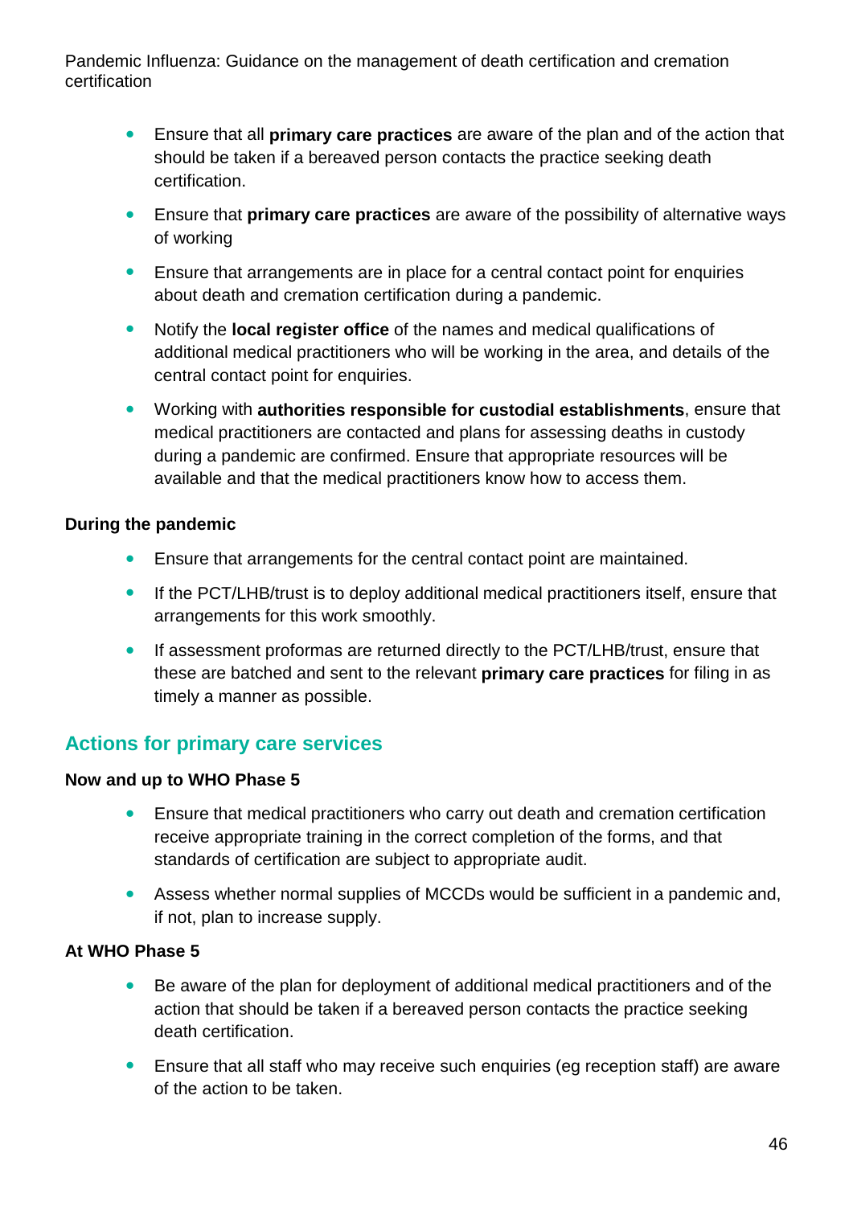- Ensure that all **primary care practices** are aware of the plan and of the action that should be taken if a bereaved person contacts the practice seeking death certification.
- Ensure that **primary care practices** are aware of the possibility of alternative ways of working
- Ensure that arrangements are in place for a central contact point for enquiries about death and cremation certification during a pandemic.
- Notify the **local register office** of the names and medical qualifications of additional medical practitioners who will be working in the area, and details of the central contact point for enquiries.
- Working with **authorities responsible for custodial establishments**, ensure that medical practitioners are contacted and plans for assessing deaths in custody during a pandemic are confirmed. Ensure that appropriate resources will be available and that the medical practitioners know how to access them.

**During the pandemic**

- Ensure that arrangements for the central contact point are maintained.
- If the PCT/LHB/trust is to deploy additional medical practitioners itself, ensure that arrangements for this work smoothly.
- If assessment proformas are returned directly to the PCT/LHB/trust, ensure that these are batched and sent to the relevant **primary care practices** for filing in as timely a manner as possible.

## Actions for primary care services

**Now and up to WHO Phase 5**

- Ensure that medical practitioners who carry out death and cremation certification receive appropriate training in the correct completion of the forms, and that standards of certification are subject to appropriate audit.
- Assess whether normal supplies of MCCDs would be sufficient in a pandemic and, if not, plan to increase supply.

**At WHO Phase 5**

- Be aware of the plan for deployment of additional medical practitioners and of the action that should be taken if a bereaved person contacts the practice seeking death certification.
- Ensure that all staff who may receive such enquiries (eg reception staff) are aware of the action to be taken.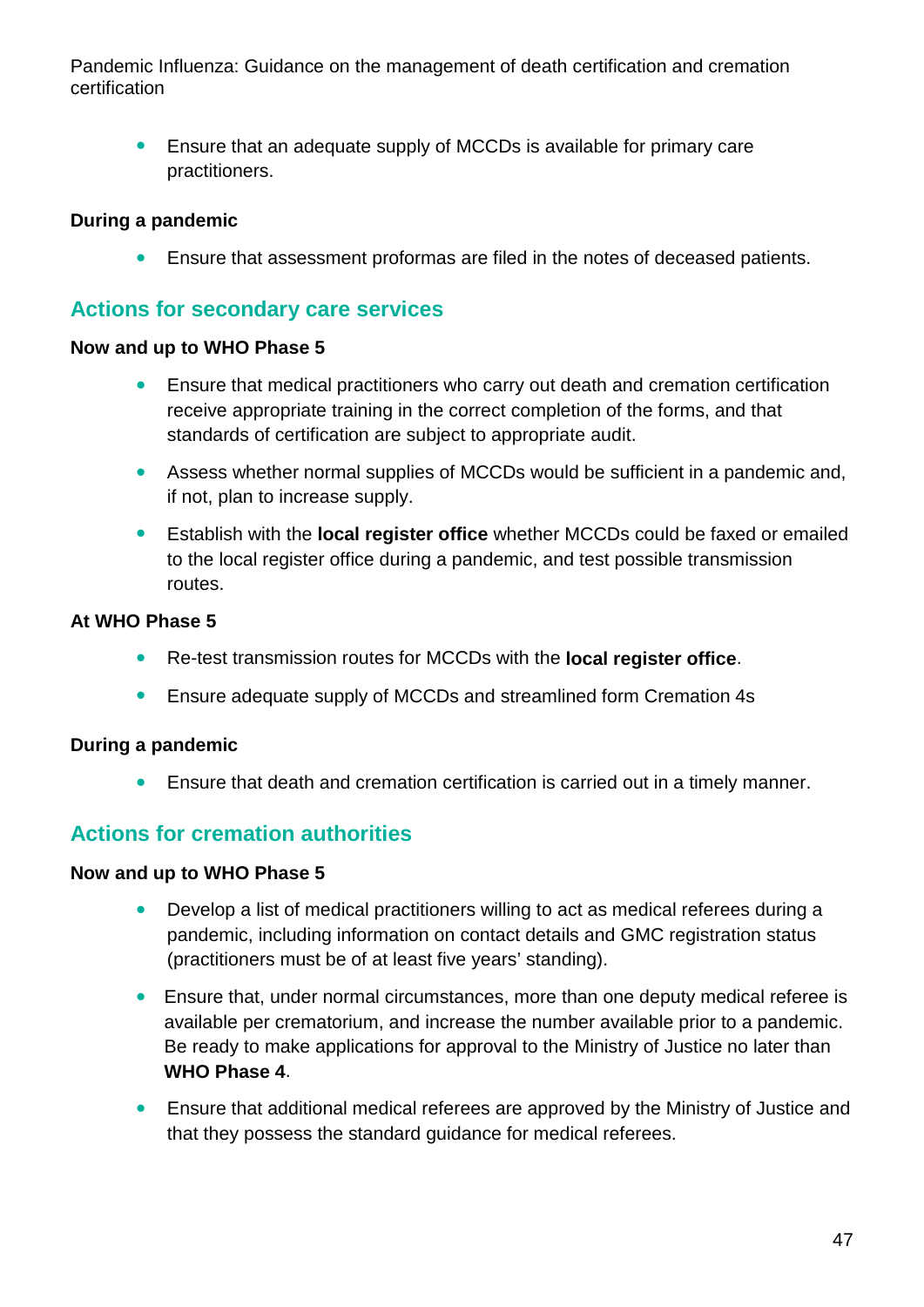- Ensure that an adequate supply of MCCDs is available for primary care practitioners.

**During a pandemic**

- Ensure that assessment proformas are filed in the notes of deceased patients.

## Actions for secondary care services

**Now and up to WHO Phase 5**

- Ensure that medical practitioners who carry out death and cremation certification receive appropriate training in the correct completion of the forms, and that standards of certification are subject to appropriate audit.
- Assess whether normal supplies of MCCDs would be sufficient in a pandemic and, if not, plan to increase supply.
- Establish with the **local register office** whether MCCDs could be faxed or emailed to the local register office during a pandemic, and test possible transmission routes.

**At WHO Phase 5**

- Re-test transmission routes for MCCDs with the **local register office**.
- Ensure adequate supply of MCCDs and streamlined form Cremation 4s

**During a pandemic**

- Ensure that death and cremation certification is carried out in a timely manner.

## Actions for cremation authorities

**Now and up to WHO Phase 5**

- Develop a list of medical practitioners willing to act as medical referees during a pandemic, including information on contact details and GMC registration status (practitioners must be of at least five years' standing).
- Ensure that, under normal circumstances, more than one deputy medical referee is available per crematorium, and increase the number available prior to a pandemic. Be ready to make applications for approval to the Ministry of Justice no later than **WHO Phase 4**.
- Ensure that additional medical referees are approved by the Ministry of Justice and that they possess the standard guidance for medical referees.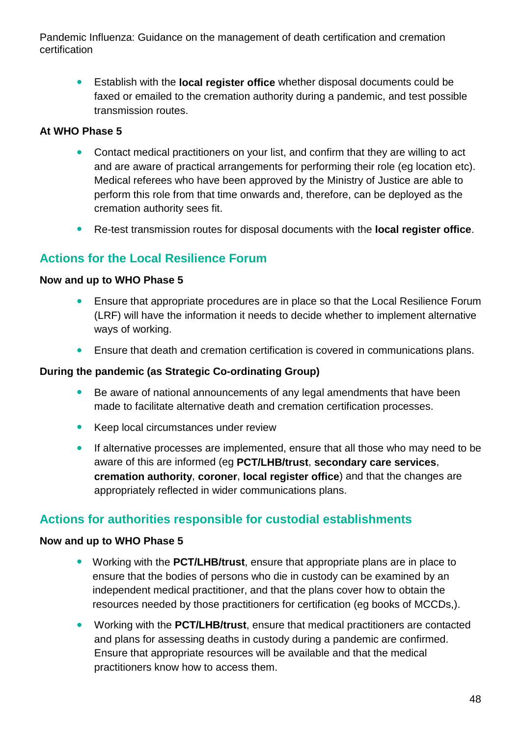- Establish with the **local register office** whether disposal documents could be faxed or emailed to the cremation authority during a pandemic, and test possible transmission routes.

**At WHO Phase 5**

- Contact medical practitioners on your list, and confirm that they are willing to act and are aware of practical arrangements for performing their role (eg location etc). Medical referees who have been approved by the Ministry of Justice are able to perform this role from that time onwards and, therefore, can be deployed as the cremation authority sees fit.
- Re-test transmission routes for disposal documents with the **local register office**.

## Actions for the Local Resilience Forum

**Now and up to WHO Phase 5**

- Ensure that appropriate procedures are in place so that the Local Resilience Forum (LRF) will have the information it needs to decide whether to implement alternative ways of working.
- Ensure that death and cremation certification is covered in communications plans.

**During the pandemic (as Strategic Co-ordinating Group)**

- Be aware of national announcements of any legal amendments that have been made to facilitate alternative death and cremation certification processes.
- Keep local circumstances under review
- If alternative processes are implemented, ensure that all those who may need to be aware of this are informed (eg **PCT/LHB/trust**, **secondary care services**, **cremation authority**, **coroner**, **local register office**) and that the changes are appropriately reflected in wider communications plans.

## Actions for authorities responsible for custodial establishments

**Now and up to WHO Phase 5**

- Working with the **PCT/LHB/trust**, ensure that appropriate plans are in place to ensure that the bodies of persons who die in custody can be examined by an independent medical practitioner, and that the plans cover how to obtain the resources needed by those practitioners for certification (eg books of MCCDs,).
- Working with the **PCT/LHB/trust**, ensure that medical practitioners are contacted and plans for assessing deaths in custody during a pandemic are confirmed. Ensure that appropriate resources will be available and that the medical practitioners know how to access them.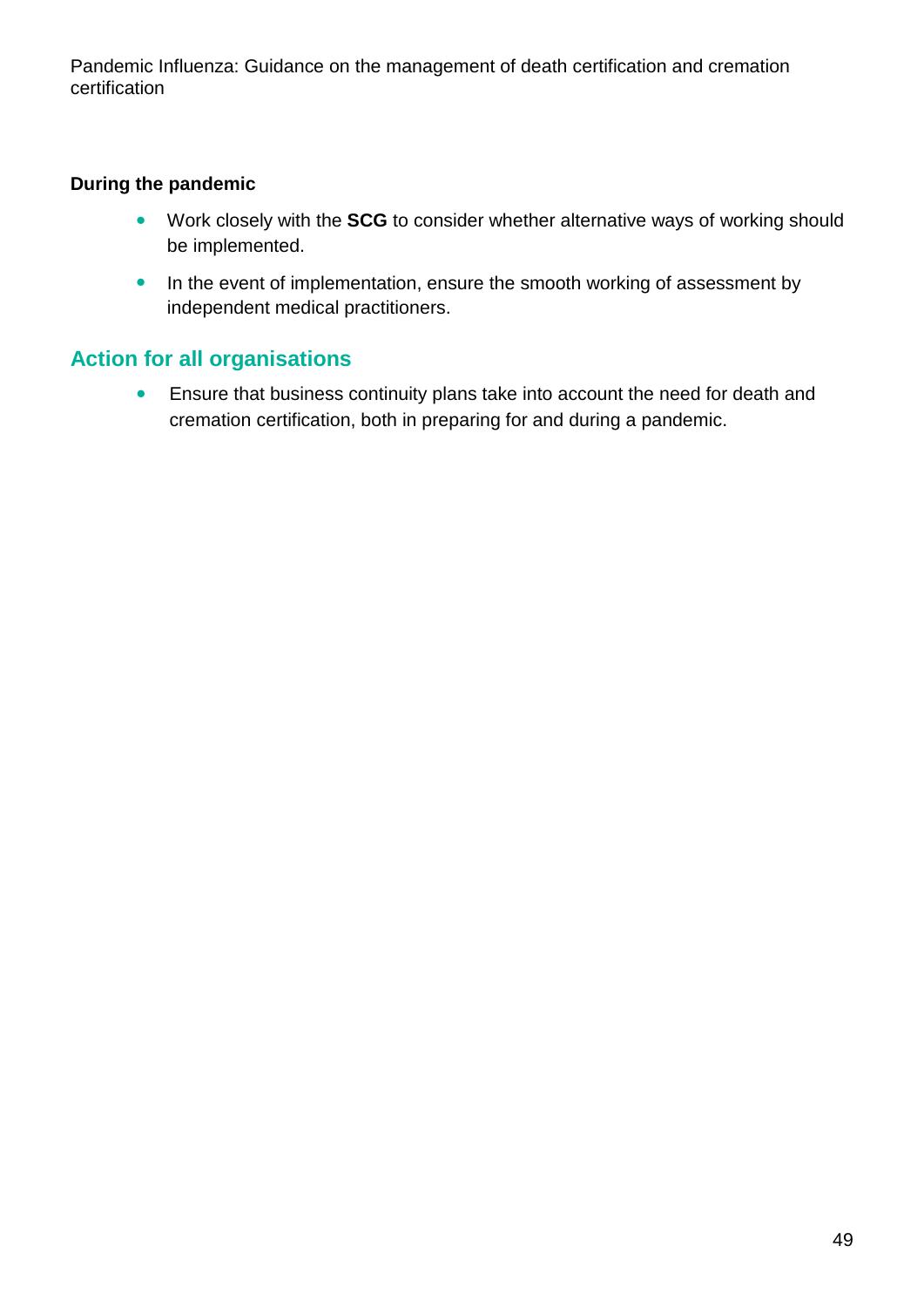**During the pandemic**

- Work closely with the **SCG** to consider whether alternative ways of working should be implemented.
- In the event of implementation, ensure the smooth working of assessment by independent medical practitioners.

## Action for all organisations

- Ensure that business continuity plans take into account the need for death and cremation certification, both in preparing for and during a pandemic.